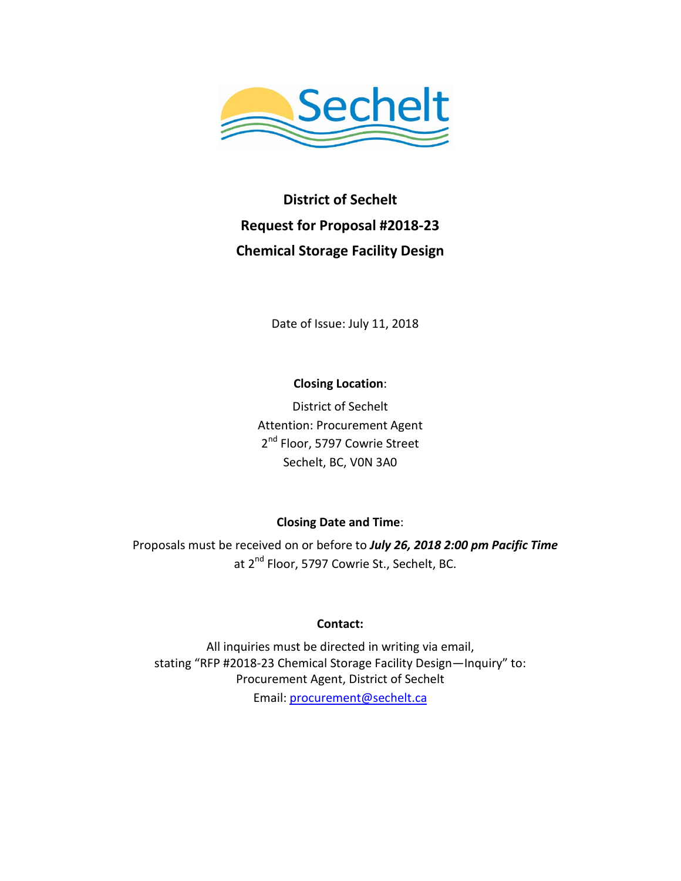Sechelt

# District of Sechelt
# Request for Proposal #2018-23
# Chemical Storage Facility Design

Date of Issue: July 11, 2018

**Closing Location**:

District of Sechelt
Attention: Procurement Agent
2nd Floor, 5797 Cowrie Street
Sechelt, BC, V0N 3A0

**Closing Date and Time**:

Proposals must be received on or before to ***July 26, 2018 2:00 pm Pacific Time*** at 2nd Floor, 5797 Cowrie St., Sechelt, BC.

**Contact:**

All inquiries must be directed in writing via email, stating "RFP #2018-23 Chemical Storage Facility Design—Inquiry" to:
Procurement Agent, District of Sechelt
Email: procurement@sechelt.ca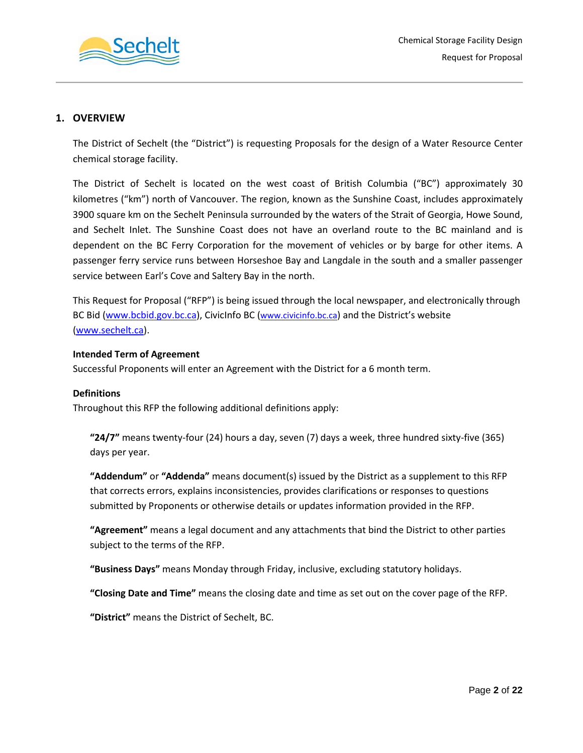## 1. OVERVIEW

The District of Sechelt (the "District") is requesting Proposals for the design of a Water Resource Center chemical storage facility.

The District of Sechelt is located on the west coast of British Columbia ("BC") approximately 30 kilometres ("km") north of Vancouver. The region, known as the Sunshine Coast, includes approximately 3900 square km on the Sechelt Peninsula surrounded by the waters of the Strait of Georgia, Howe Sound, and Sechelt Inlet. The Sunshine Coast does not have an overland route to the BC mainland and is dependent on the BC Ferry Corporation for the movement of vehicles or by barge for other items. A passenger ferry service runs between Horseshoe Bay and Langdale in the south and a smaller passenger service between Earl's Cove and Saltery Bay in the north.

This Request for Proposal ("RFP") is being issued through the local newspaper, and electronically through BC Bid (www.bcbid.gov.bc.ca), CivicInfo BC (www.civicinfo.bc.ca) and the District's website (www.sechelt.ca).

**Intended Term of Agreement**

Successful Proponents will enter an Agreement with the District for a 6 month term.

**Definitions**

Throughout this RFP the following additional definitions apply:

**"24/7"** means twenty-four (24) hours a day, seven (7) days a week, three hundred sixty-five (365) days per year.

**"Addendum"** or **"Addenda"** means document(s) issued by the District as a supplement to this RFP that corrects errors, explains inconsistencies, provides clarifications or responses to questions submitted by Proponents or otherwise details or updates information provided in the RFP.

**"Agreement"** means a legal document and any attachments that bind the District to other parties subject to the terms of the RFP.

**"Business Days"** means Monday through Friday, inclusive, excluding statutory holidays.

**"Closing Date and Time"** means the closing date and time as set out on the cover page of the RFP.

**"District"** means the District of Sechelt, BC.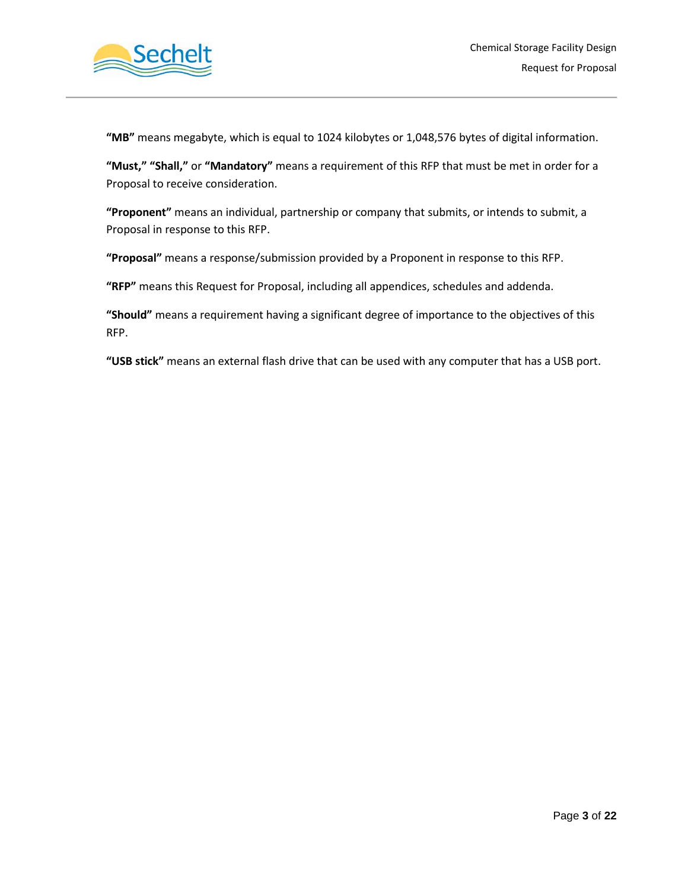**"MB"** means megabyte, which is equal to 1024 kilobytes or 1,048,576 bytes of digital information.

**"Must," "Shall,"** or **"Mandatory"** means a requirement of this RFP that must be met in order for a Proposal to receive consideration.

**"Proponent"** means an individual, partnership or company that submits, or intends to submit, a Proposal in response to this RFP.

**"Proposal"** means a response/submission provided by a Proponent in response to this RFP.

**"RFP"** means this Request for Proposal, including all appendices, schedules and addenda.

**"Should"** means a requirement having a significant degree of importance to the objectives of this RFP.

**"USB stick"** means an external flash drive that can be used with any computer that has a USB port.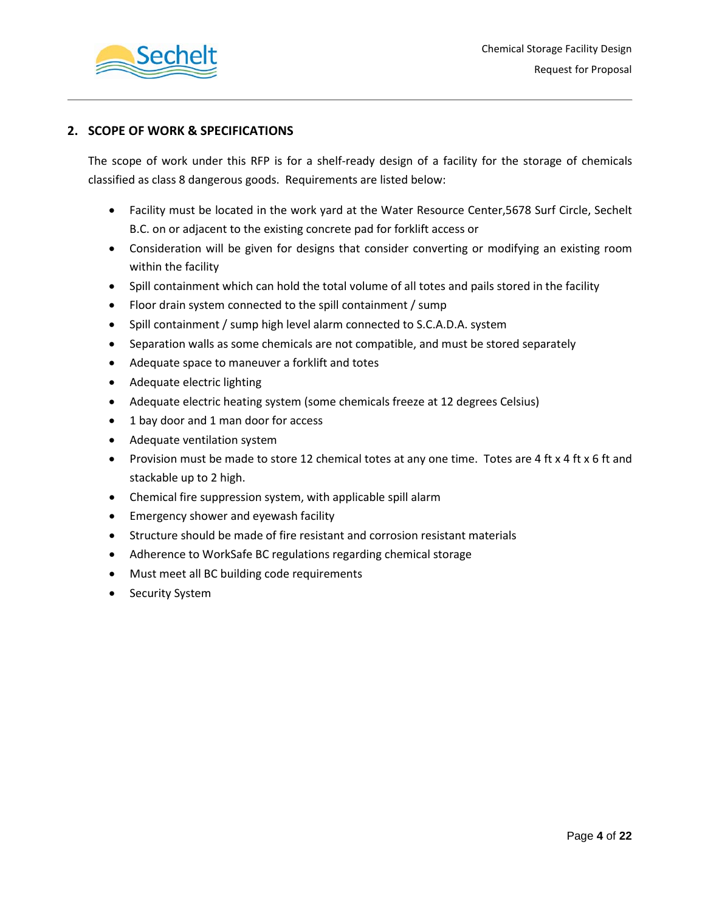## 2. SCOPE OF WORK & SPECIFICATIONS

The scope of work under this RFP is for a shelf-ready design of a facility for the storage of chemicals classified as class 8 dangerous goods. Requirements are listed below:

- Facility must be located in the work yard at the Water Resource Center,5678 Surf Circle, Sechelt B.C. on or adjacent to the existing concrete pad for forklift access or
- Consideration will be given for designs that consider converting or modifying an existing room within the facility
- Spill containment which can hold the total volume of all totes and pails stored in the facility
- Floor drain system connected to the spill containment / sump
- Spill containment / sump high level alarm connected to S.C.A.D.A. system
- Separation walls as some chemicals are not compatible, and must be stored separately
- Adequate space to maneuver a forklift and totes
- Adequate electric lighting
- Adequate electric heating system (some chemicals freeze at 12 degrees Celsius)
- 1 bay door and 1 man door for access
- Adequate ventilation system
- Provision must be made to store 12 chemical totes at any one time. Totes are 4 ft x 4 ft x 6 ft and stackable up to 2 high.
- Chemical fire suppression system, with applicable spill alarm
- Emergency shower and eyewash facility
- Structure should be made of fire resistant and corrosion resistant materials
- Adherence to WorkSafe BC regulations regarding chemical storage
- Must meet all BC building code requirements
- Security System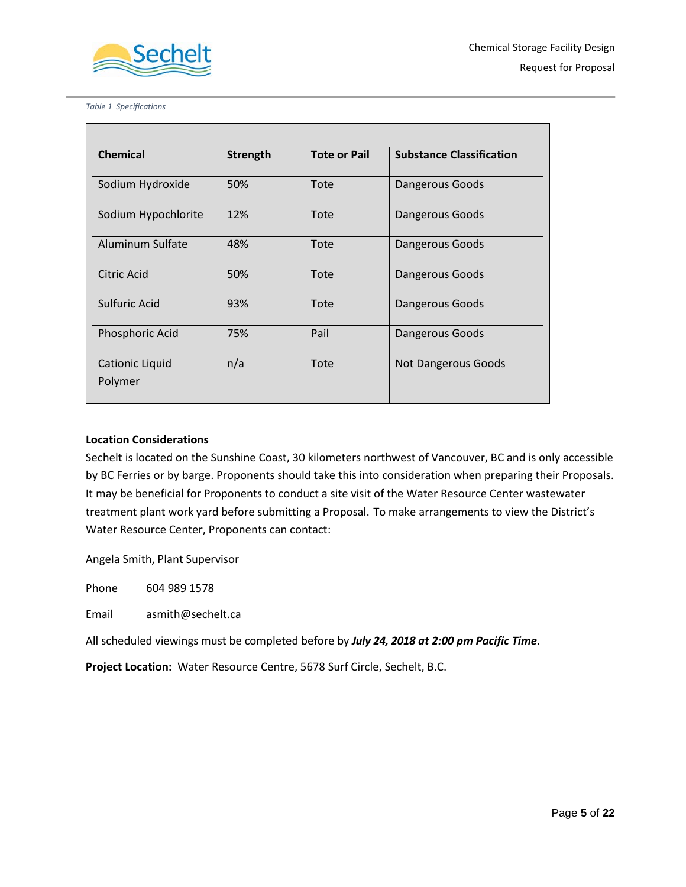*Table 1 Specifications*

| Chemical | Strength | Tote or Pail | Substance Classification |
|---|---|---|---|
| Sodium Hydroxide | 50% | Tote | Dangerous Goods |
| Sodium Hypochlorite | 12% | Tote | Dangerous Goods |
| Aluminum Sulfate | 48% | Tote | Dangerous Goods |
| Citric Acid | 50% | Tote | Dangerous Goods |
| Sulfuric Acid | 93% | Tote | Dangerous Goods |
| Phosphoric Acid | 75% | Pail | Dangerous Goods |
| Cationic Liquid Polymer | n/a | Tote | Not Dangerous Goods |

**Location Considerations**

Sechelt is located on the Sunshine Coast, 30 kilometers northwest of Vancouver, BC and is only accessible by BC Ferries or by barge. Proponents should take this into consideration when preparing their Proposals. It may be beneficial for Proponents to conduct a site visit of the Water Resource Center wastewater treatment plant work yard before submitting a Proposal. To make arrangements to view the District's Water Resource Center, Proponents can contact:

Angela Smith, Plant Supervisor

Phone 604 989 1578

Email asmith@sechelt.ca

All scheduled viewings must be completed before by ***July 24, 2018 at 2:00 pm Pacific Time***.

**Project Location:** Water Resource Centre, 5678 Surf Circle, Sechelt, B.C.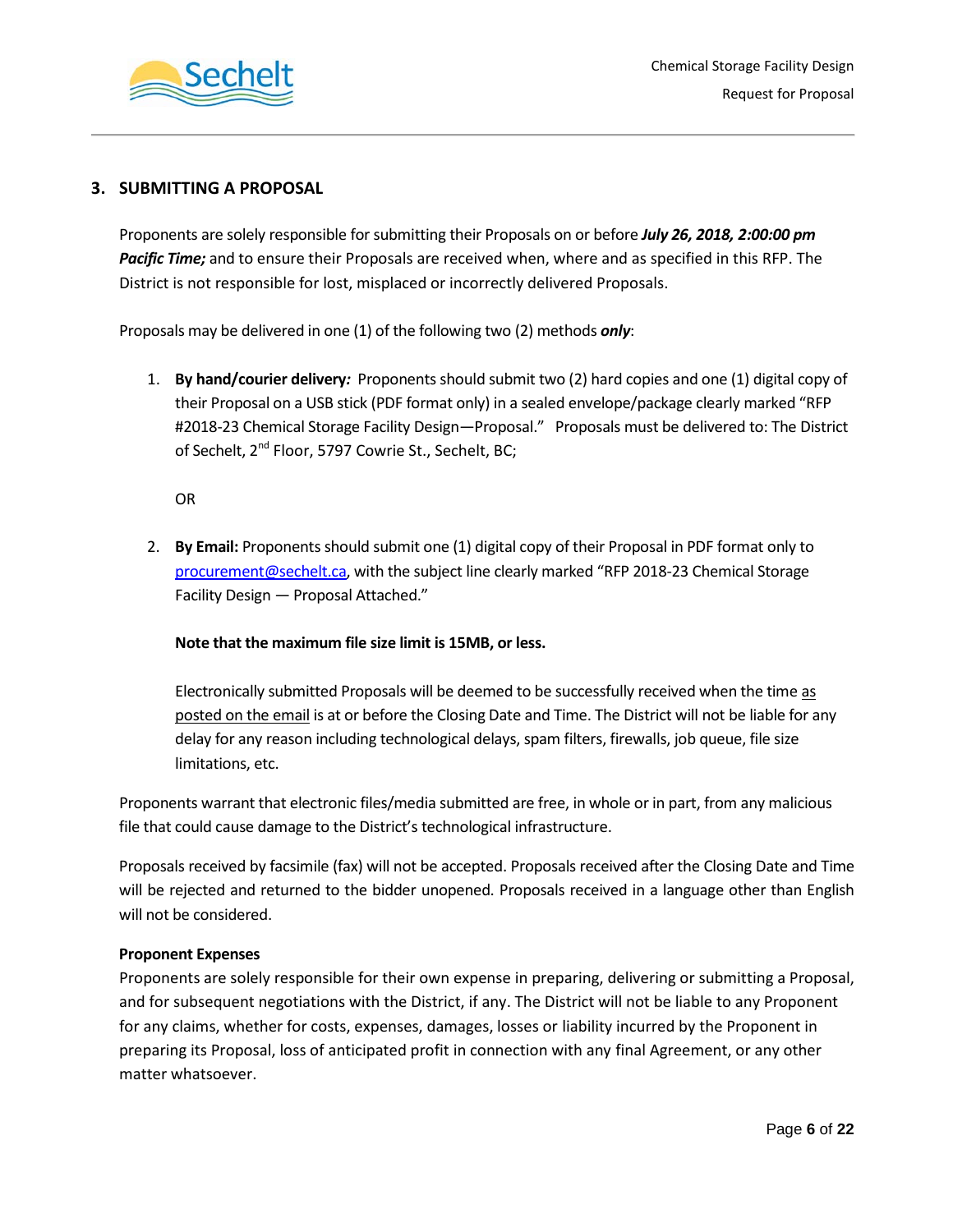## 3. SUBMITTING A PROPOSAL

Proponents are solely responsible for submitting their Proposals on or before ***July 26, 2018, 2:00:00 pm Pacific Time;*** and to ensure their Proposals are received when, where and as specified in this RFP. The District is not responsible for lost, misplaced or incorrectly delivered Proposals.

Proposals may be delivered in one (1) of the following two (2) methods ***only***:

1. **By hand/courier delivery*:*** Proponents should submit two (2) hard copies and one (1) digital copy of their Proposal on a USB stick (PDF format only) in a sealed envelope/package clearly marked "RFP #2018-23 Chemical Storage Facility Design—Proposal." Proposals must be delivered to: The District of Sechelt, 2nd Floor, 5797 Cowrie St., Sechelt, BC;

   OR

2. **By Email:** Proponents should submit one (1) digital copy of their Proposal in PDF format only to procurement@sechelt.ca, with the subject line clearly marked "RFP 2018-23 Chemical Storage Facility Design — Proposal Attached."

   **Note that the maximum file size limit is 15MB, or less.**

   Electronically submitted Proposals will be deemed to be successfully received when the time as posted on the email is at or before the Closing Date and Time. The District will not be liable for any delay for any reason including technological delays, spam filters, firewalls, job queue, file size limitations, etc.

Proponents warrant that electronic files/media submitted are free, in whole or in part, from any malicious file that could cause damage to the District's technological infrastructure.

Proposals received by facsimile (fax) will not be accepted. Proposals received after the Closing Date and Time will be rejected and returned to the bidder unopened. Proposals received in a language other than English will not be considered.

**Proponent Expenses**

Proponents are solely responsible for their own expense in preparing, delivering or submitting a Proposal, and for subsequent negotiations with the District, if any. The District will not be liable to any Proponent for any claims, whether for costs, expenses, damages, losses or liability incurred by the Proponent in preparing its Proposal, loss of anticipated profit in connection with any final Agreement, or any other matter whatsoever.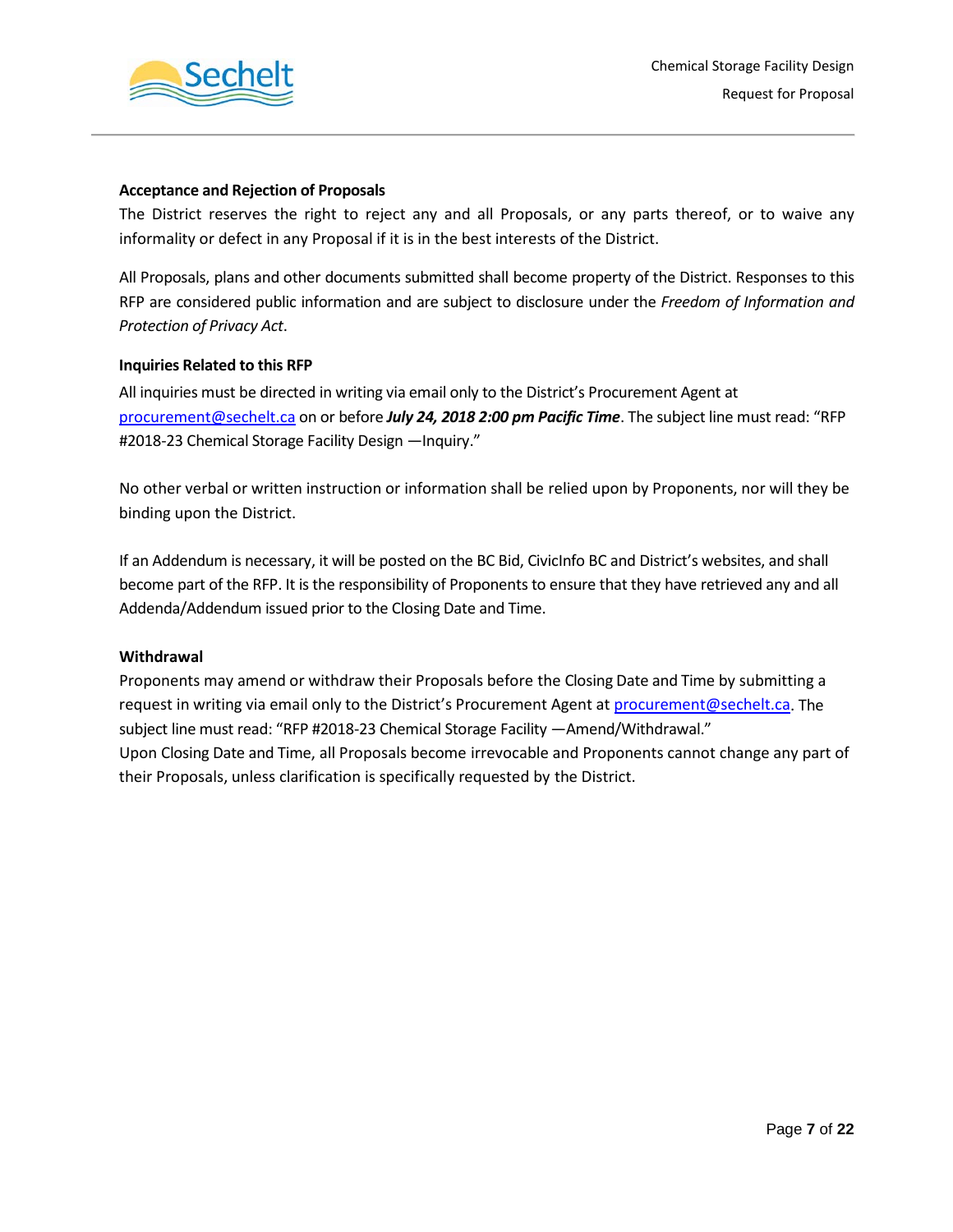**Acceptance and Rejection of Proposals**

The District reserves the right to reject any and all Proposals, or any parts thereof, or to waive any informality or defect in any Proposal if it is in the best interests of the District.

All Proposals, plans and other documents submitted shall become property of the District. Responses to this RFP are considered public information and are subject to disclosure under the *Freedom of Information and Protection of Privacy Act*.

**Inquiries Related to this RFP**

All inquiries must be directed in writing via email only to the District's Procurement Agent at procurement@sechelt.ca on or before ***July 24, 2018 2:00 pm Pacific Time***. The subject line must read: "RFP #2018-23 Chemical Storage Facility Design —Inquiry."

No other verbal or written instruction or information shall be relied upon by Proponents, nor will they be binding upon the District.

If an Addendum is necessary, it will be posted on the BC Bid, CivicInfo BC and District's websites, and shall become part of the RFP. It is the responsibility of Proponents to ensure that they have retrieved any and all Addenda/Addendum issued prior to the Closing Date and Time.

**Withdrawal**

Proponents may amend or withdraw their Proposals before the Closing Date and Time by submitting a request in writing via email only to the District's Procurement Agent at procurement@sechelt.ca. The subject line must read: "RFP #2018-23 Chemical Storage Facility —Amend/Withdrawal."

Upon Closing Date and Time, all Proposals become irrevocable and Proponents cannot change any part of their Proposals, unless clarification is specifically requested by the District.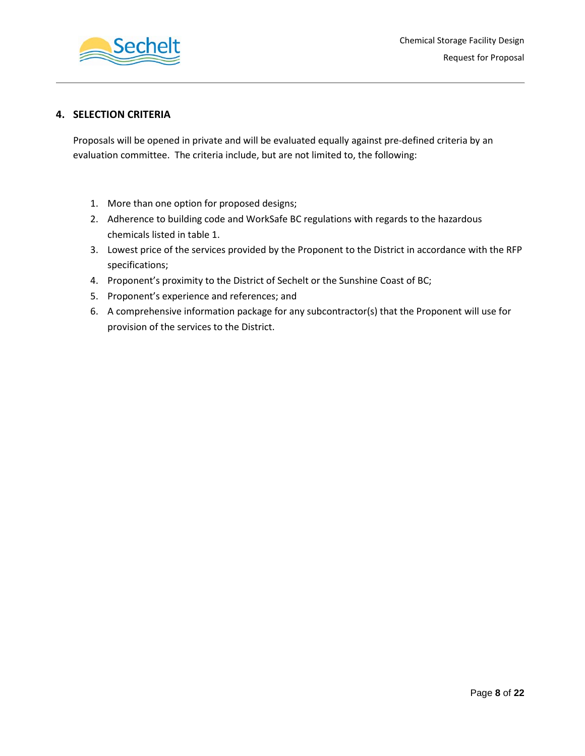## 4. SELECTION CRITERIA

Proposals will be opened in private and will be evaluated equally against pre-defined criteria by an evaluation committee. The criteria include, but are not limited to, the following:

1. More than one option for proposed designs;
2. Adherence to building code and WorkSafe BC regulations with regards to the hazardous chemicals listed in table 1.
3. Lowest price of the services provided by the Proponent to the District in accordance with the RFP specifications;
4. Proponent's proximity to the District of Sechelt or the Sunshine Coast of BC;
5. Proponent's experience and references; and
6. A comprehensive information package for any subcontractor(s) that the Proponent will use for provision of the services to the District.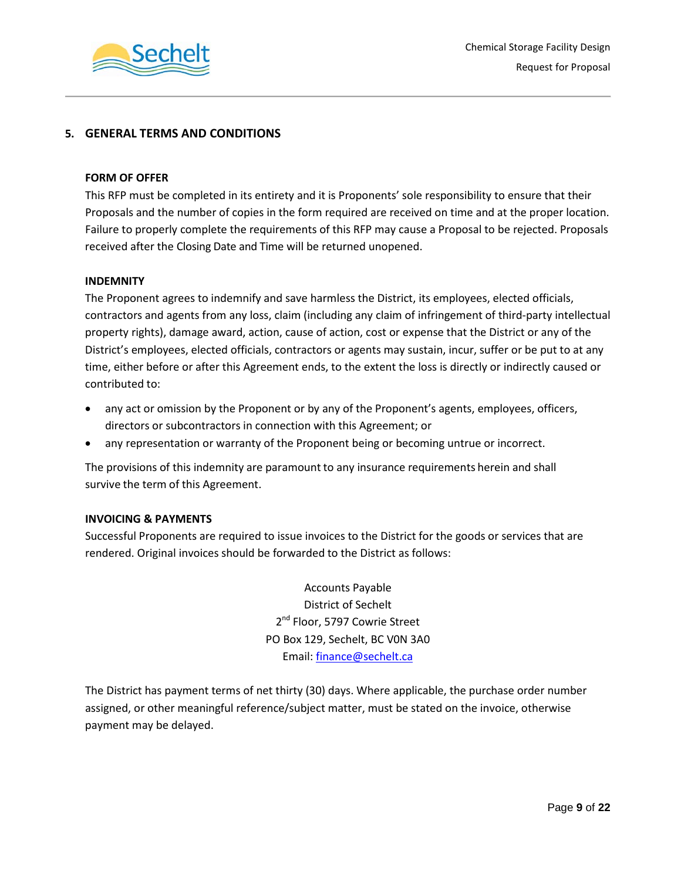## 5. GENERAL TERMS AND CONDITIONS

### FORM OF OFFER

This RFP must be completed in its entirety and it is Proponents' sole responsibility to ensure that their Proposals and the number of copies in the form required are received on time and at the proper location. Failure to properly complete the requirements of this RFP may cause a Proposal to be rejected. Proposals received after the Closing Date and Time will be returned unopened.

### INDEMNITY

The Proponent agrees to indemnify and save harmless the District, its employees, elected officials, contractors and agents from any loss, claim (including any claim of infringement of third-party intellectual property rights), damage award, action, cause of action, cost or expense that the District or any of the District's employees, elected officials, contractors or agents may sustain, incur, suffer or be put to at any time, either before or after this Agreement ends, to the extent the loss is directly or indirectly caused or contributed to:

- any act or omission by the Proponent or by any of the Proponent's agents, employees, officers, directors or subcontractors in connection with this Agreement; or
- any representation or warranty of the Proponent being or becoming untrue or incorrect.

The provisions of this indemnity are paramount to any insurance requirements herein and shall survive the term of this Agreement.

### INVOICING & PAYMENTS

Successful Proponents are required to issue invoices to the District for the goods or services that are rendered. Original invoices should be forwarded to the District as follows:

Accounts Payable
District of Sechelt
2nd Floor, 5797 Cowrie Street
PO Box 129, Sechelt, BC V0N 3A0
Email: finance@sechelt.ca

The District has payment terms of net thirty (30) days. Where applicable, the purchase order number assigned, or other meaningful reference/subject matter, must be stated on the invoice, otherwise payment may be delayed.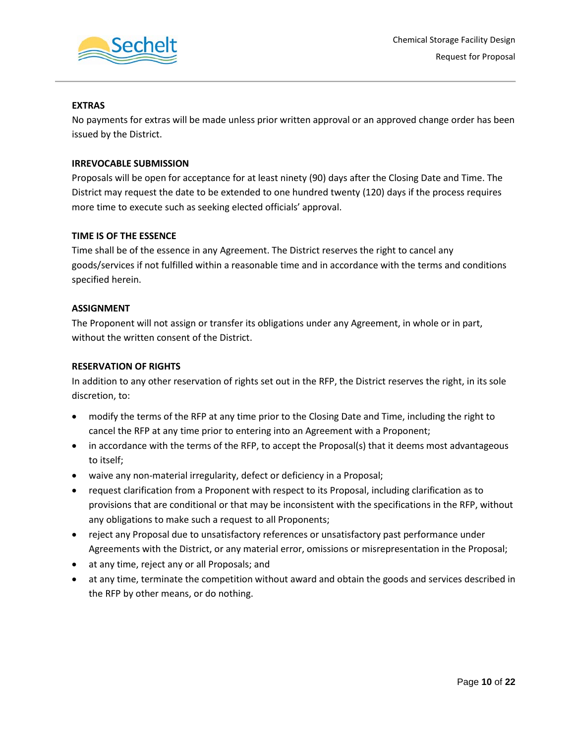**EXTRAS**

No payments for extras will be made unless prior written approval or an approved change order has been issued by the District.

**IRREVOCABLE SUBMISSION**

Proposals will be open for acceptance for at least ninety (90) days after the Closing Date and Time. The District may request the date to be extended to one hundred twenty (120) days if the process requires more time to execute such as seeking elected officials' approval.

**TIME IS OF THE ESSENCE**

Time shall be of the essence in any Agreement. The District reserves the right to cancel any goods/services if not fulfilled within a reasonable time and in accordance with the terms and conditions specified herein.

**ASSIGNMENT**

The Proponent will not assign or transfer its obligations under any Agreement, in whole or in part, without the written consent of the District.

**RESERVATION OF RIGHTS**

In addition to any other reservation of rights set out in the RFP, the District reserves the right, in its sole discretion, to:

- modify the terms of the RFP at any time prior to the Closing Date and Time, including the right to cancel the RFP at any time prior to entering into an Agreement with a Proponent;
- in accordance with the terms of the RFP, to accept the Proposal(s) that it deems most advantageous to itself;
- waive any non-material irregularity, defect or deficiency in a Proposal;
- request clarification from a Proponent with respect to its Proposal, including clarification as to provisions that are conditional or that may be inconsistent with the specifications in the RFP, without any obligations to make such a request to all Proponents;
- reject any Proposal due to unsatisfactory references or unsatisfactory past performance under Agreements with the District, or any material error, omissions or misrepresentation in the Proposal;
- at any time, reject any or all Proposals; and
- at any time, terminate the competition without award and obtain the goods and services described in the RFP by other means, or do nothing.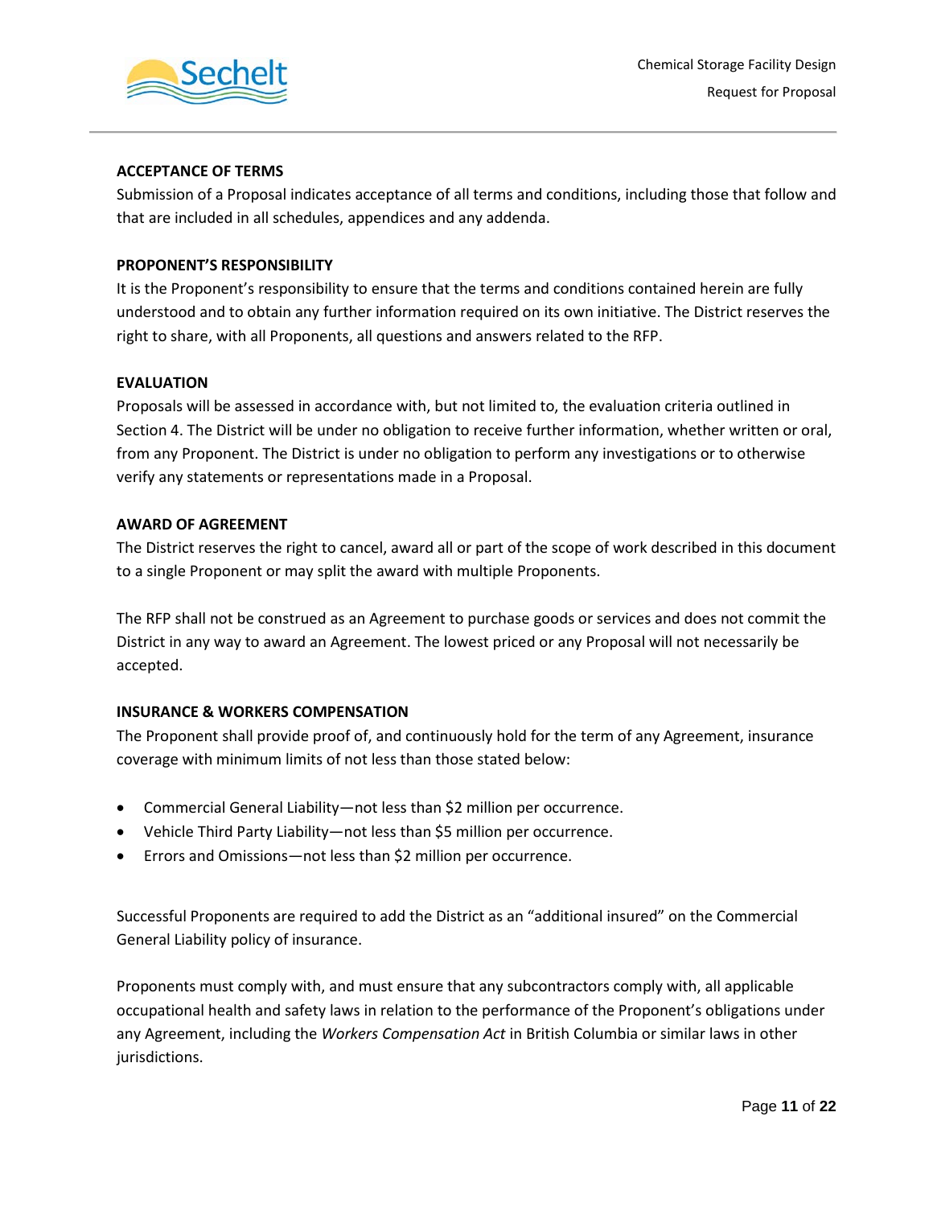#### ACCEPTANCE OF TERMS

Submission of a Proposal indicates acceptance of all terms and conditions, including those that follow and that are included in all schedules, appendices and any addenda.

#### PROPONENT'S RESPONSIBILITY

It is the Proponent's responsibility to ensure that the terms and conditions contained herein are fully understood and to obtain any further information required on its own initiative. The District reserves the right to share, with all Proponents, all questions and answers related to the RFP.

#### EVALUATION

Proposals will be assessed in accordance with, but not limited to, the evaluation criteria outlined in Section 4. The District will be under no obligation to receive further information, whether written or oral, from any Proponent. The District is under no obligation to perform any investigations or to otherwise verify any statements or representations made in a Proposal.

#### AWARD OF AGREEMENT

The District reserves the right to cancel, award all or part of the scope of work described in this document to a single Proponent or may split the award with multiple Proponents.

The RFP shall not be construed as an Agreement to purchase goods or services and does not commit the District in any way to award an Agreement. The lowest priced or any Proposal will not necessarily be accepted.

#### INSURANCE & WORKERS COMPENSATION

The Proponent shall provide proof of, and continuously hold for the term of any Agreement, insurance coverage with minimum limits of not less than those stated below:

- Commercial General Liability—not less than $2 million per occurrence.
- Vehicle Third Party Liability—not less than $5 million per occurrence.
- Errors and Omissions—not less than $2 million per occurrence.

Successful Proponents are required to add the District as an "additional insured" on the Commercial General Liability policy of insurance.

Proponents must comply with, and must ensure that any subcontractors comply with, all applicable occupational health and safety laws in relation to the performance of the Proponent's obligations under any Agreement, including the *Workers Compensation Act* in British Columbia or similar laws in other jurisdictions.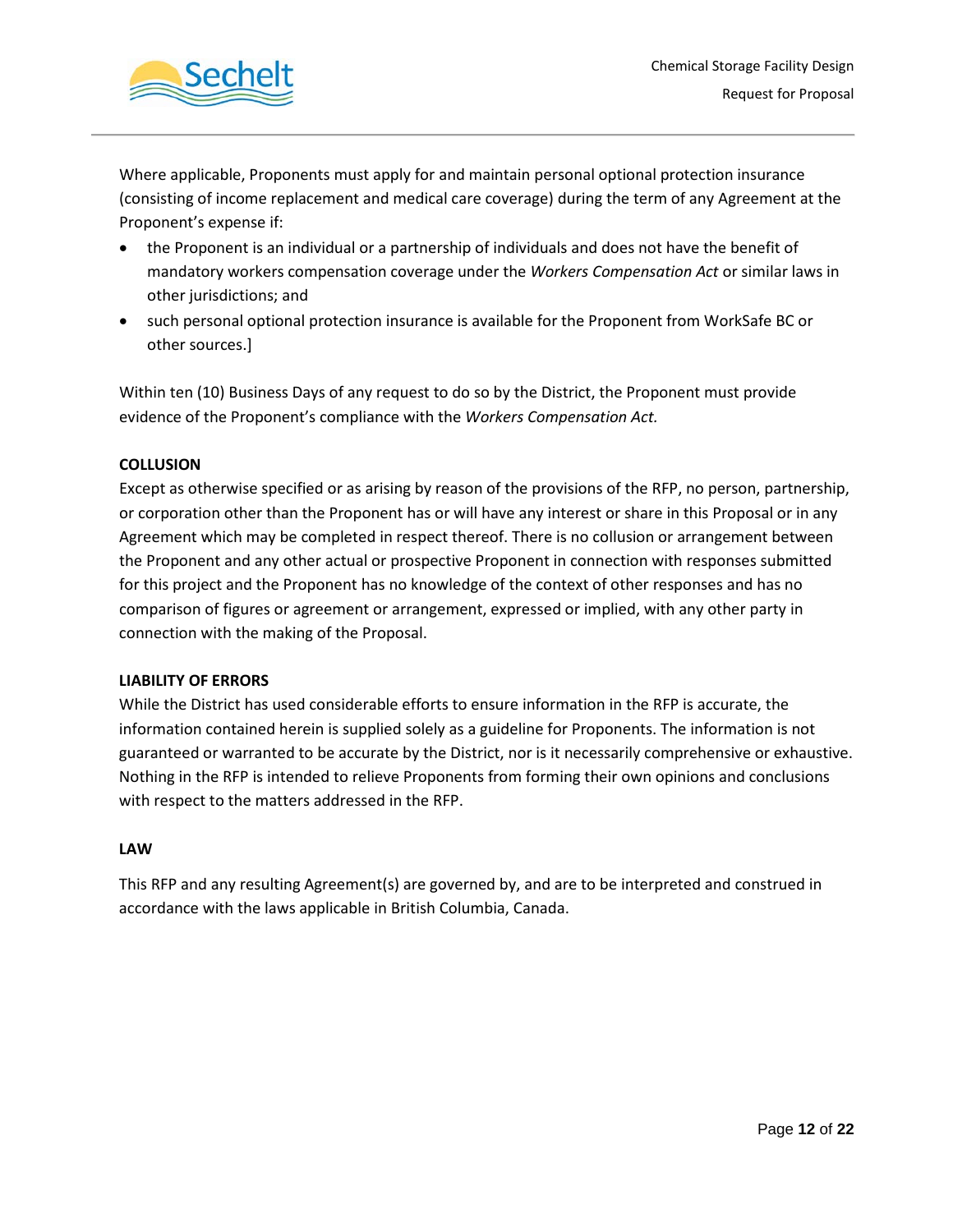Where applicable, Proponents must apply for and maintain personal optional protection insurance (consisting of income replacement and medical care coverage) during the term of any Agreement at the Proponent's expense if:

- the Proponent is an individual or a partnership of individuals and does not have the benefit of mandatory workers compensation coverage under the *Workers Compensation Act* or similar laws in other jurisdictions; and
- such personal optional protection insurance is available for the Proponent from WorkSafe BC or other sources.]

Within ten (10) Business Days of any request to do so by the District, the Proponent must provide evidence of the Proponent's compliance with the *Workers Compensation Act.*

**COLLUSION**

Except as otherwise specified or as arising by reason of the provisions of the RFP, no person, partnership, or corporation other than the Proponent has or will have any interest or share in this Proposal or in any Agreement which may be completed in respect thereof. There is no collusion or arrangement between the Proponent and any other actual or prospective Proponent in connection with responses submitted for this project and the Proponent has no knowledge of the context of other responses and has no comparison of figures or agreement or arrangement, expressed or implied, with any other party in connection with the making of the Proposal.

**LIABILITY OF ERRORS**

While the District has used considerable efforts to ensure information in the RFP is accurate, the information contained herein is supplied solely as a guideline for Proponents. The information is not guaranteed or warranted to be accurate by the District, nor is it necessarily comprehensive or exhaustive. Nothing in the RFP is intended to relieve Proponents from forming their own opinions and conclusions with respect to the matters addressed in the RFP.

**LAW**

This RFP and any resulting Agreement(s) are governed by, and are to be interpreted and construed in accordance with the laws applicable in British Columbia, Canada.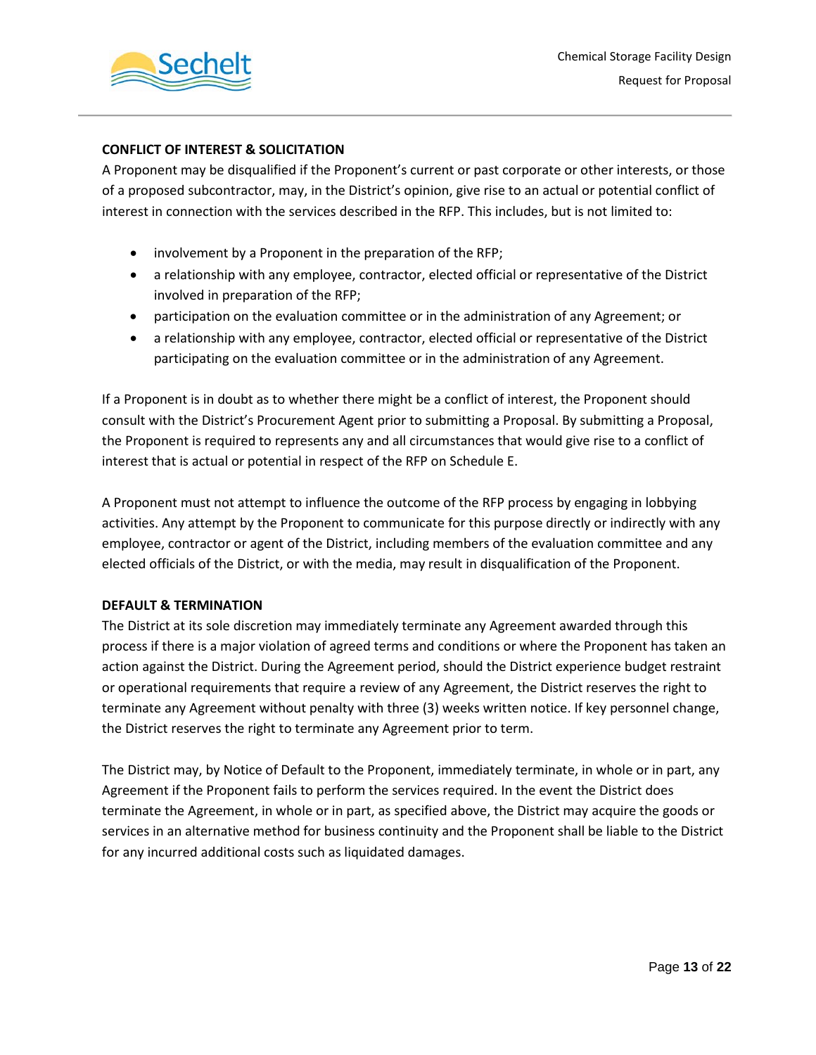### CONFLICT OF INTEREST & SOLICITATION

A Proponent may be disqualified if the Proponent's current or past corporate or other interests, or those of a proposed subcontractor, may, in the District's opinion, give rise to an actual or potential conflict of interest in connection with the services described in the RFP. This includes, but is not limited to:

- involvement by a Proponent in the preparation of the RFP;
- a relationship with any employee, contractor, elected official or representative of the District involved in preparation of the RFP;
- participation on the evaluation committee or in the administration of any Agreement; or
- a relationship with any employee, contractor, elected official or representative of the District participating on the evaluation committee or in the administration of any Agreement.

If a Proponent is in doubt as to whether there might be a conflict of interest, the Proponent should consult with the District's Procurement Agent prior to submitting a Proposal. By submitting a Proposal, the Proponent is required to represents any and all circumstances that would give rise to a conflict of interest that is actual or potential in respect of the RFP on Schedule E.

A Proponent must not attempt to influence the outcome of the RFP process by engaging in lobbying activities. Any attempt by the Proponent to communicate for this purpose directly or indirectly with any employee, contractor or agent of the District, including members of the evaluation committee and any elected officials of the District, or with the media, may result in disqualification of the Proponent.

### DEFAULT & TERMINATION

The District at its sole discretion may immediately terminate any Agreement awarded through this process if there is a major violation of agreed terms and conditions or where the Proponent has taken an action against the District. During the Agreement period, should the District experience budget restraint or operational requirements that require a review of any Agreement, the District reserves the right to terminate any Agreement without penalty with three (3) weeks written notice. If key personnel change, the District reserves the right to terminate any Agreement prior to term.

The District may, by Notice of Default to the Proponent, immediately terminate, in whole or in part, any Agreement if the Proponent fails to perform the services required. In the event the District does terminate the Agreement, in whole or in part, as specified above, the District may acquire the goods or services in an alternative method for business continuity and the Proponent shall be liable to the District for any incurred additional costs such as liquidated damages.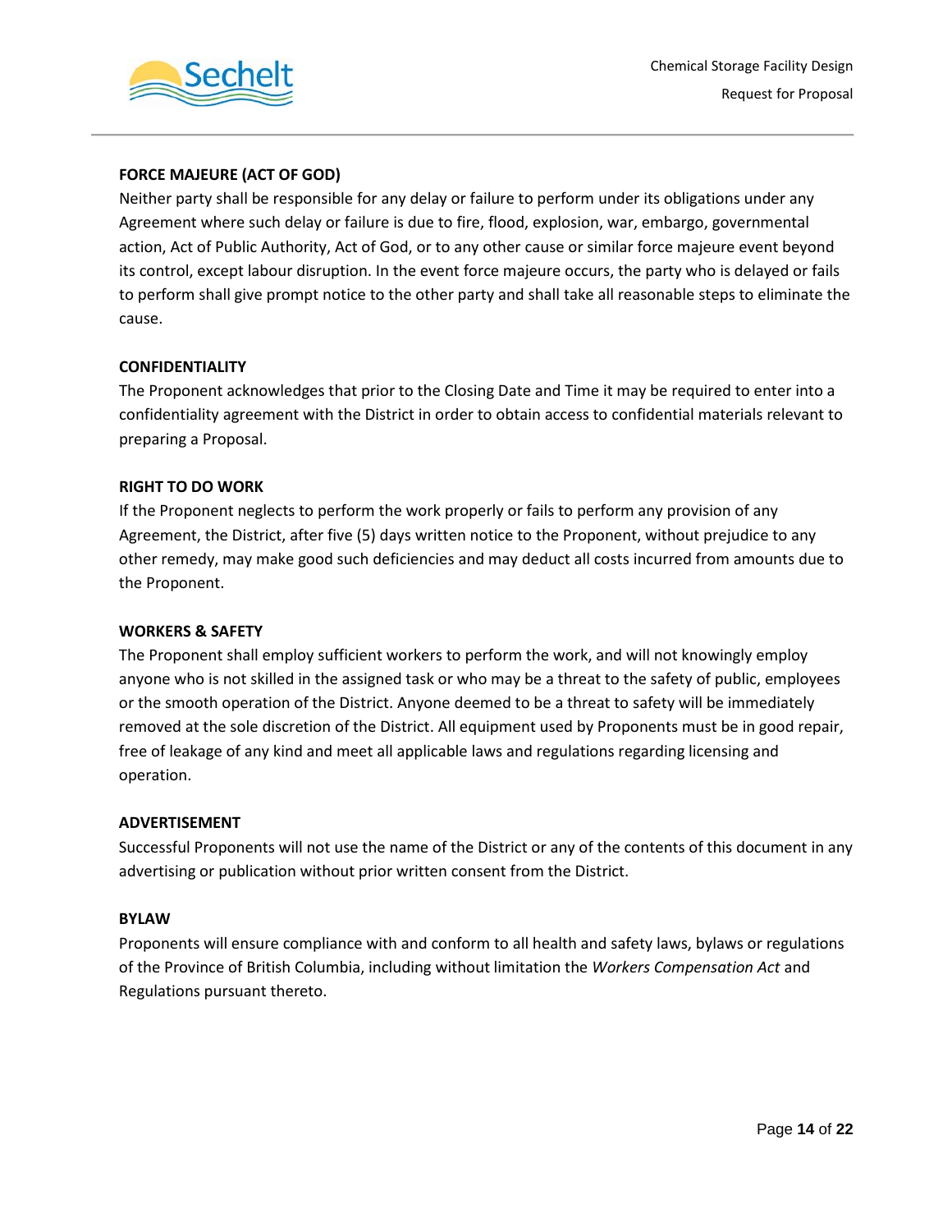**FORCE MAJEURE (ACT OF GOD)**

Neither party shall be responsible for any delay or failure to perform under its obligations under any Agreement where such delay or failure is due to fire, flood, explosion, war, embargo, governmental action, Act of Public Authority, Act of God, or to any other cause or similar force majeure event beyond its control, except labour disruption. In the event force majeure occurs, the party who is delayed or fails to perform shall give prompt notice to the other party and shall take all reasonable steps to eliminate the cause.

**CONFIDENTIALITY**

The Proponent acknowledges that prior to the Closing Date and Time it may be required to enter into a confidentiality agreement with the District in order to obtain access to confidential materials relevant to preparing a Proposal.

**RIGHT TO DO WORK**

If the Proponent neglects to perform the work properly or fails to perform any provision of any Agreement, the District, after five (5) days written notice to the Proponent, without prejudice to any other remedy, may make good such deficiencies and may deduct all costs incurred from amounts due to the Proponent.

**WORKERS & SAFETY**

The Proponent shall employ sufficient workers to perform the work, and will not knowingly employ anyone who is not skilled in the assigned task or who may be a threat to the safety of public, employees or the smooth operation of the District. Anyone deemed to be a threat to safety will be immediately removed at the sole discretion of the District. All equipment used by Proponents must be in good repair, free of leakage of any kind and meet all applicable laws and regulations regarding licensing and operation.

**ADVERTISEMENT**

Successful Proponents will not use the name of the District or any of the contents of this document in any advertising or publication without prior written consent from the District.

**BYLAW**

Proponents will ensure compliance with and conform to all health and safety laws, bylaws or regulations of the Province of British Columbia, including without limitation the *Workers Compensation Act* and Regulations pursuant thereto.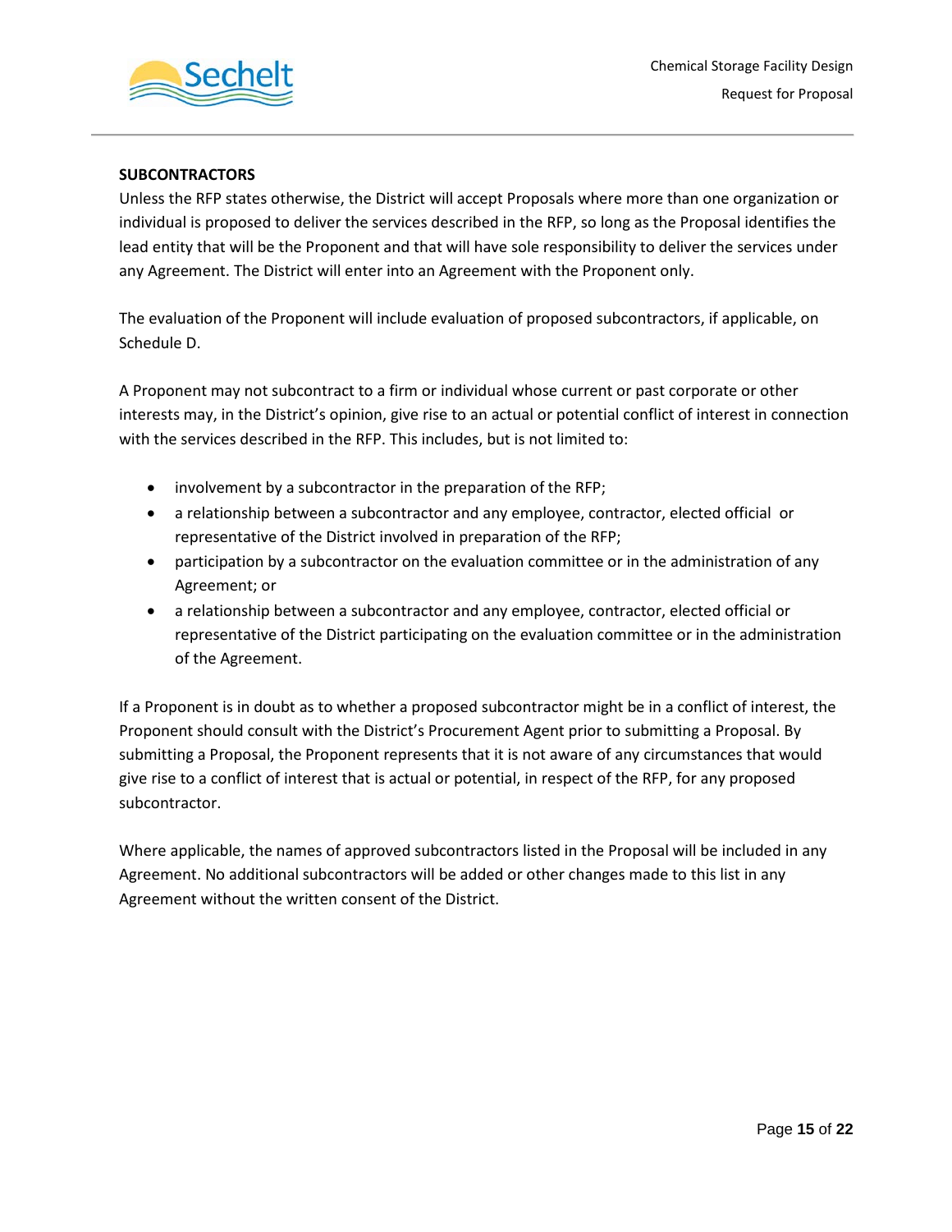### SUBCONTRACTORS

Unless the RFP states otherwise, the District will accept Proposals where more than one organization or individual is proposed to deliver the services described in the RFP, so long as the Proposal identifies the lead entity that will be the Proponent and that will have sole responsibility to deliver the services under any Agreement. The District will enter into an Agreement with the Proponent only.

The evaluation of the Proponent will include evaluation of proposed subcontractors, if applicable, on Schedule D.

A Proponent may not subcontract to a firm or individual whose current or past corporate or other interests may, in the District's opinion, give rise to an actual or potential conflict of interest in connection with the services described in the RFP. This includes, but is not limited to:

- involvement by a subcontractor in the preparation of the RFP;
- a relationship between a subcontractor and any employee, contractor, elected official or representative of the District involved in preparation of the RFP;
- participation by a subcontractor on the evaluation committee or in the administration of any Agreement; or
- a relationship between a subcontractor and any employee, contractor, elected official or representative of the District participating on the evaluation committee or in the administration of the Agreement.

If a Proponent is in doubt as to whether a proposed subcontractor might be in a conflict of interest, the Proponent should consult with the District's Procurement Agent prior to submitting a Proposal. By submitting a Proposal, the Proponent represents that it is not aware of any circumstances that would give rise to a conflict of interest that is actual or potential, in respect of the RFP, for any proposed subcontractor.

Where applicable, the names of approved subcontractors listed in the Proposal will be included in any Agreement. No additional subcontractors will be added or other changes made to this list in any Agreement without the written consent of the District.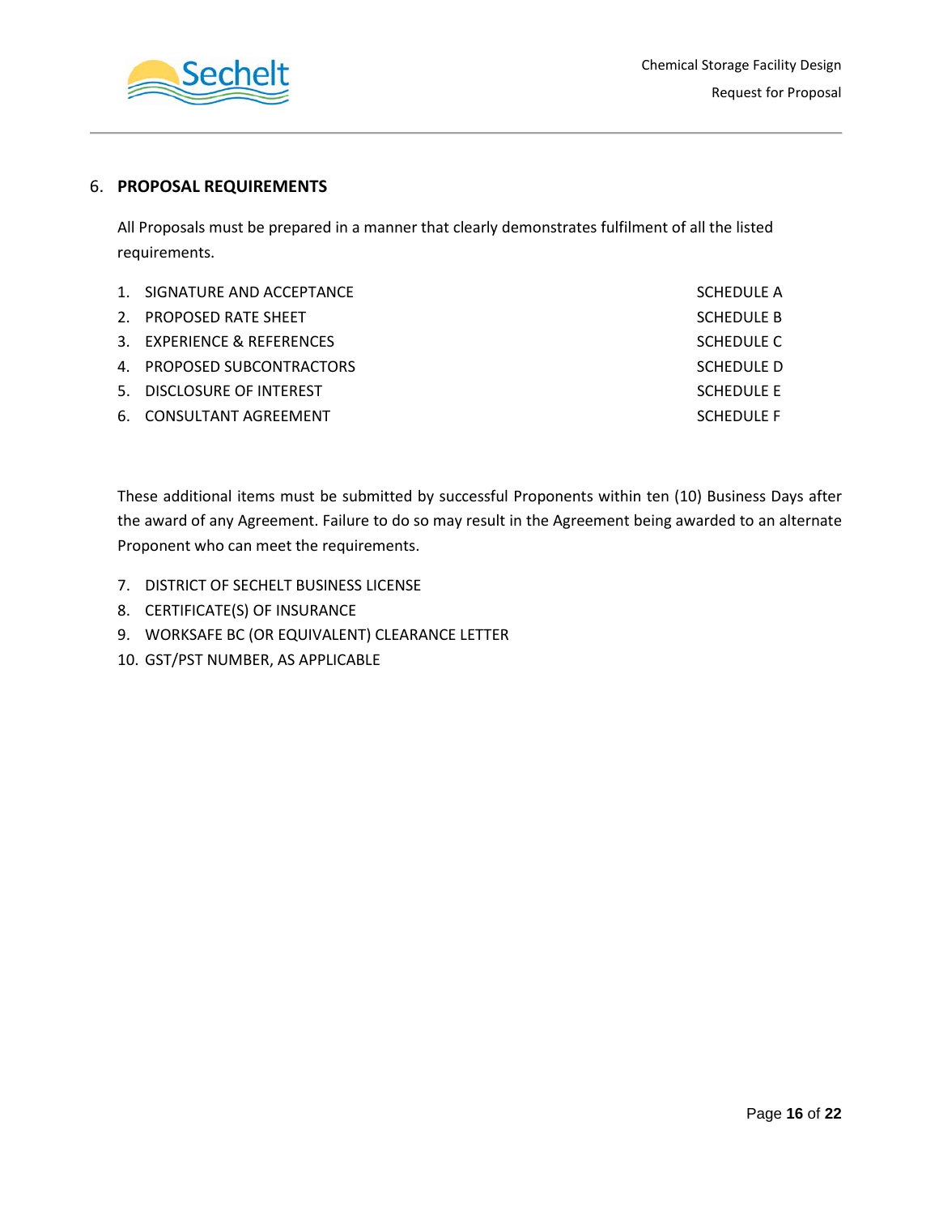## 6. PROPOSAL REQUIREMENTS

All Proposals must be prepared in a manner that clearly demonstrates fulfilment of all the listed requirements.

| | |
|---|---|
| 1. SIGNATURE AND ACCEPTANCE | SCHEDULE A |
| 2. PROPOSED RATE SHEET | SCHEDULE B |
| 3. EXPERIENCE & REFERENCES | SCHEDULE C |
| 4. PROPOSED SUBCONTRACTORS | SCHEDULE D |
| 5. DISCLOSURE OF INTEREST | SCHEDULE E |
| 6. CONSULTANT AGREEMENT | SCHEDULE F |

These additional items must be submitted by successful Proponents within ten (10) Business Days after the award of any Agreement. Failure to do so may result in the Agreement being awarded to an alternate Proponent who can meet the requirements.

7. DISTRICT OF SECHELT BUSINESS LICENSE
8. CERTIFICATE(S) OF INSURANCE
9. WORKSAFE BC (OR EQUIVALENT) CLEARANCE LETTER
10. GST/PST NUMBER, AS APPLICABLE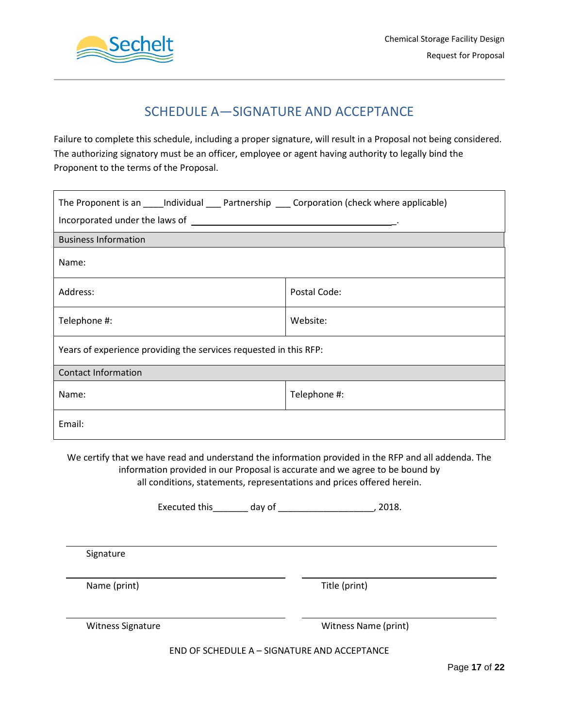# SCHEDULE A—SIGNATURE AND ACCEPTANCE

Failure to complete this schedule, including a proper signature, will result in a Proposal not being considered. The authorizing signatory must be an officer, employee or agent having authority to legally bind the Proponent to the terms of the Proposal.

| The Proponent is an ____Individual ___ Partnership ___ Corporation (check where applicable)<br>Incorporated under the laws of ____________________________________________. | |
|---|---|
| **Business Information** | |
| Name: | |
| Address: | Postal Code: |
| Telephone #: | Website: |
| Years of experience providing the services requested in this RFP: | |
| **Contact Information** | |
| Name: | Telephone #: |
| Email: | |

We certify that we have read and understand the information provided in the RFP and all addenda. The information provided in our Proposal is accurate and we agree to be bound by all conditions, statements, representations and prices offered herein.

Executed this_______ day of ___________________, 2018.

______________________________________________________________

Signature

______________________________ ______________________________

Name (print) Title (print)

______________________________ ______________________________

Witness Signature Witness Name (print)

END OF SCHEDULE A – SIGNATURE AND ACCEPTANCE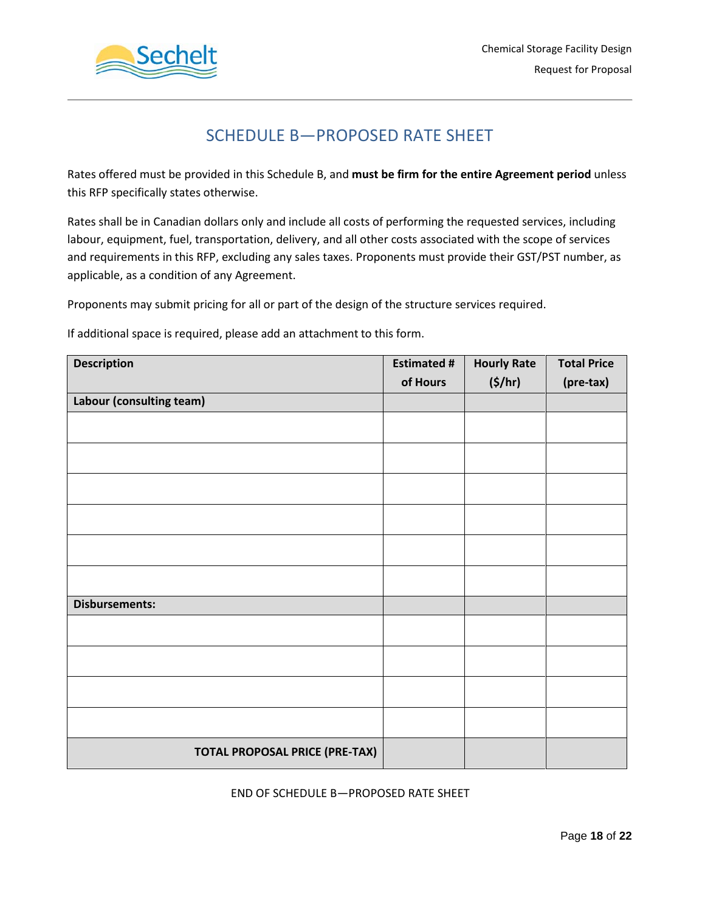# SCHEDULE B—PROPOSED RATE SHEET

Rates offered must be provided in this Schedule B, and **must be firm for the entire Agreement period** unless this RFP specifically states otherwise.

Rates shall be in Canadian dollars only and include all costs of performing the requested services, including labour, equipment, fuel, transportation, delivery, and all other costs associated with the scope of services and requirements in this RFP, excluding any sales taxes. Proponents must provide their GST/PST number, as applicable, as a condition of any Agreement.

Proponents may submit pricing for all or part of the design of the structure services required.

If additional space is required, please add an attachment to this form.

| **Description** | **Estimated # of Hours** | **Hourly Rate ($/hr)** | **Total Price (pre-tax)** |
|---|---|---|---|
| **Labour (consulting team)** | | | |
| | | | |
| | | | |
| | | | |
| | | | |
| | | | |
| | | | |
| **Disbursements:** | | | |
| | | | |
| | | | |
| | | | |
| | | | |
| **TOTAL PROPOSAL PRICE (PRE-TAX)** | | | |

END OF SCHEDULE B—PROPOSED RATE SHEET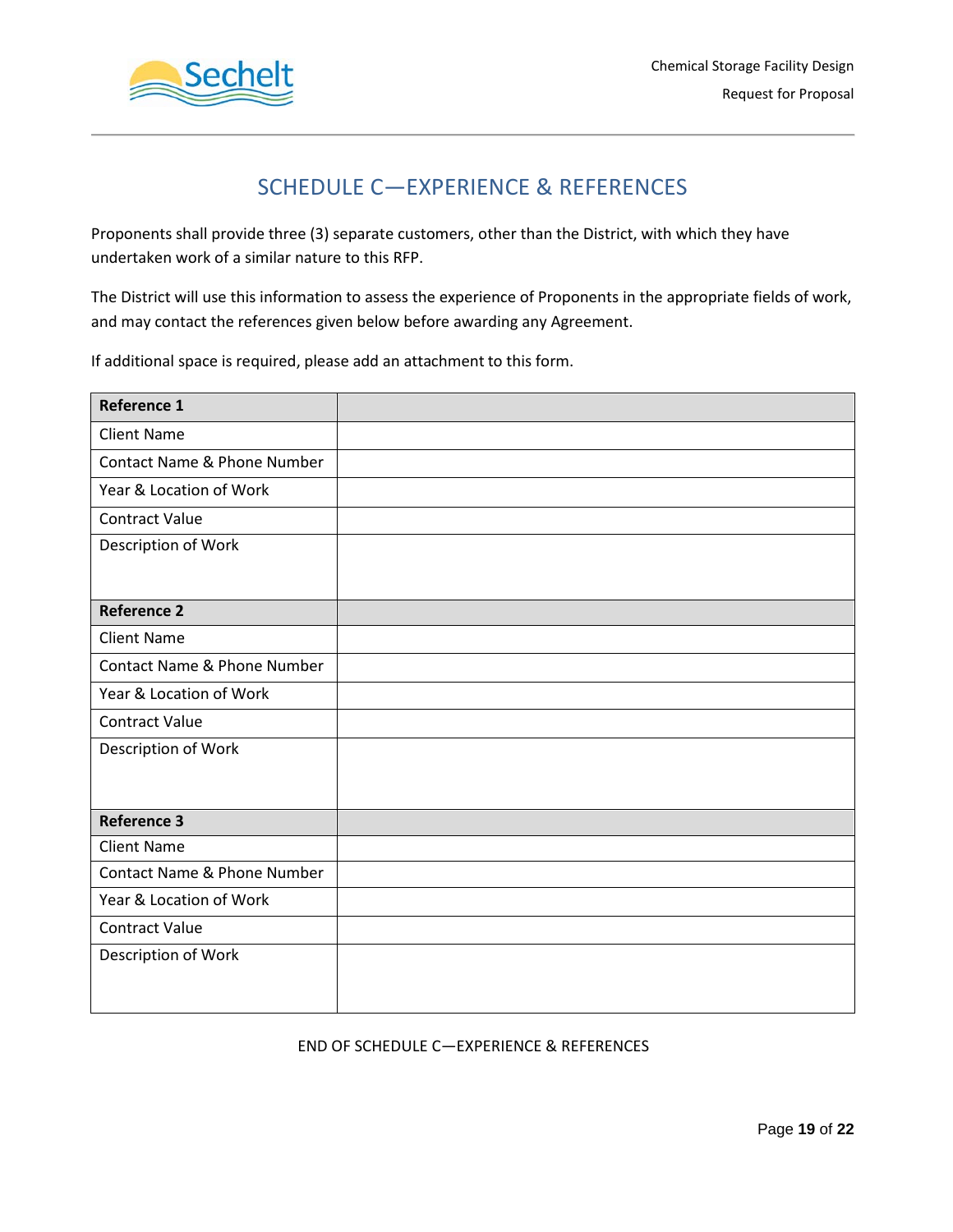# SCHEDULE C—EXPERIENCE & REFERENCES

Proponents shall provide three (3) separate customers, other than the District, with which they have undertaken work of a similar nature to this RFP.

The District will use this information to assess the experience of Proponents in the appropriate fields of work, and may contact the references given below before awarding any Agreement.

If additional space is required, please add an attachment to this form.

| **Reference 1** | |
|---|---|
| Client Name | |
| Contact Name & Phone Number | |
| Year & Location of Work | |
| Contract Value | |
| Description of Work | |
| **Reference 2** | |
| Client Name | |
| Contact Name & Phone Number | |
| Year & Location of Work | |
| Contract Value | |
| Description of Work | |
| **Reference 3** | |
| Client Name | |
| Contact Name & Phone Number | |
| Year & Location of Work | |
| Contract Value | |
| Description of Work | |

END OF SCHEDULE C—EXPERIENCE & REFERENCES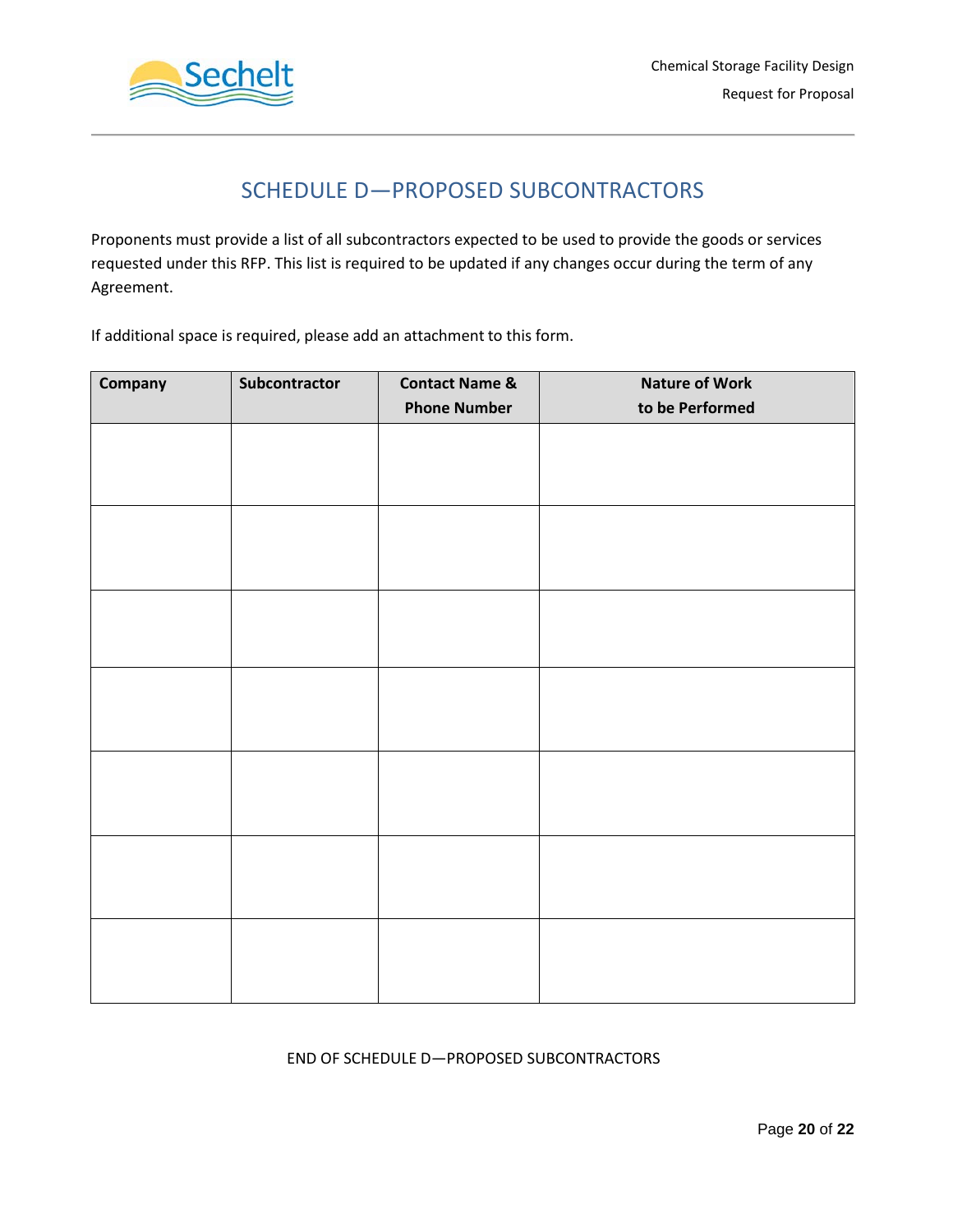# SCHEDULE D—PROPOSED SUBCONTRACTORS

Proponents must provide a list of all subcontractors expected to be used to provide the goods or services requested under this RFP. This list is required to be updated if any changes occur during the term of any Agreement.

If additional space is required, please add an attachment to this form.

| Company | Subcontractor | Contact Name & Phone Number | Nature of Work to be Performed |
|---|---|---|---|
| | | | |
| | | | |
| | | | |
| | | | |
| | | | |
| | | | |
| | | | |

END OF SCHEDULE D—PROPOSED SUBCONTRACTORS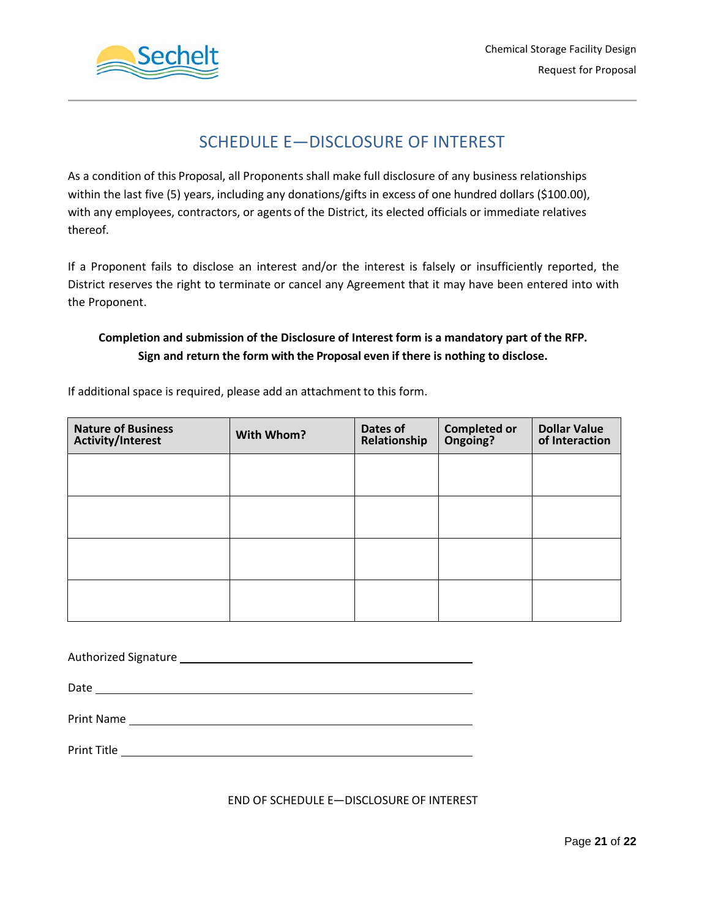# SCHEDULE E—DISCLOSURE OF INTEREST

As a condition of this Proposal, all Proponents shall make full disclosure of any business relationships within the last five (5) years, including any donations/gifts in excess of one hundred dollars ($100.00), with any employees, contractors, or agents of the District, its elected officials or immediate relatives thereof.

If a Proponent fails to disclose an interest and/or the interest is falsely or insufficiently reported, the District reserves the right to terminate or cancel any Agreement that it may have been entered into with the Proponent.

**Completion and submission of the Disclosure of Interest form is a mandatory part of the RFP. Sign and return the form with the Proposal even if there is nothing to disclose.**

If additional space is required, please add an attachment to this form.

| Nature of Business Activity/Interest | With Whom? | Dates of Relationship | Completed or Ongoing? | Dollar Value of Interaction |
|---|---|---|---|---|
| | | | | |
| | | | | |
| | | | | |
| | | | | |

Authorized Signature \_\_\_\_\_\_\_\_\_\_\_\_\_\_\_\_\_\_\_\_\_\_\_\_\_\_\_\_\_\_\_\_\_\_\_\_\_\_\_\_

Date \_\_\_\_\_\_\_\_\_\_\_\_\_\_\_\_\_\_\_\_\_\_\_\_\_\_\_\_\_\_\_\_\_\_\_\_\_\_\_\_

Print Name \_\_\_\_\_\_\_\_\_\_\_\_\_\_\_\_\_\_\_\_\_\_\_\_\_\_\_\_\_\_\_\_\_\_\_\_\_\_\_\_

Print Title \_\_\_\_\_\_\_\_\_\_\_\_\_\_\_\_\_\_\_\_\_\_\_\_\_\_\_\_\_\_\_\_\_\_\_\_\_\_\_\_

END OF SCHEDULE E—DISCLOSURE OF INTEREST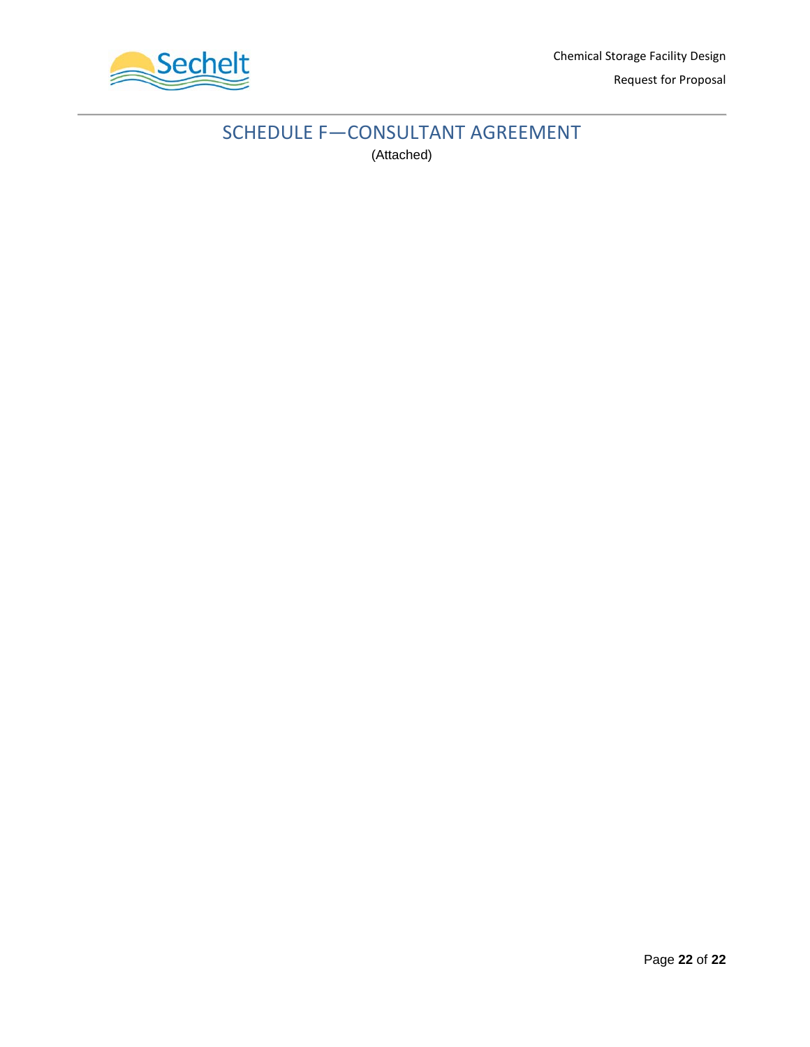# SCHEDULE F—CONSULTANT AGREEMENT

(Attached)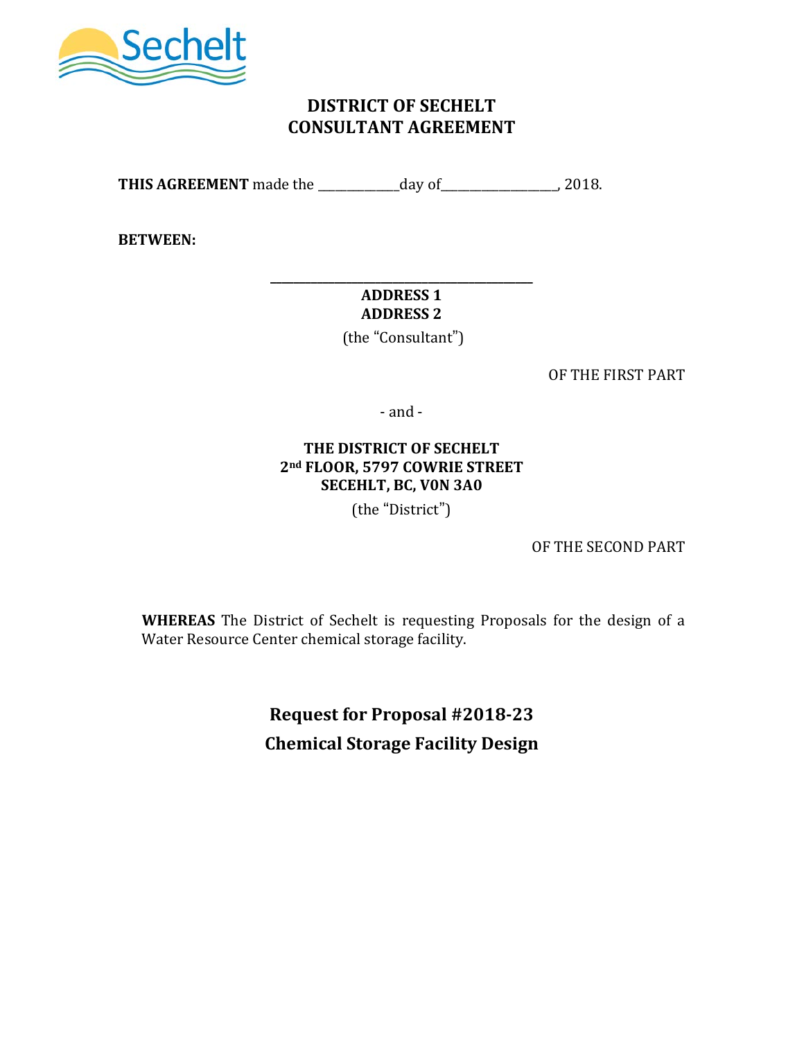# DISTRICT OF SECHELT
# CONSULTANT AGREEMENT

**THIS AGREEMENT** made the ____________day of_________________, 2018.

**BETWEEN:**

**_______________________________________**
**ADDRESS 1**
**ADDRESS 2**
(the "Consultant")

OF THE FIRST PART

- and -

**THE DISTRICT OF SECHELT**
**2nd FLOOR, 5797 COWRIE STREET**
**SECEHLT, BC, V0N 3A0**
(the "District")

OF THE SECOND PART

**WHEREAS** The District of Sechelt is requesting Proposals for the design of a Water Resource Center chemical storage facility.

## Request for Proposal #2018-23
## Chemical Storage Facility Design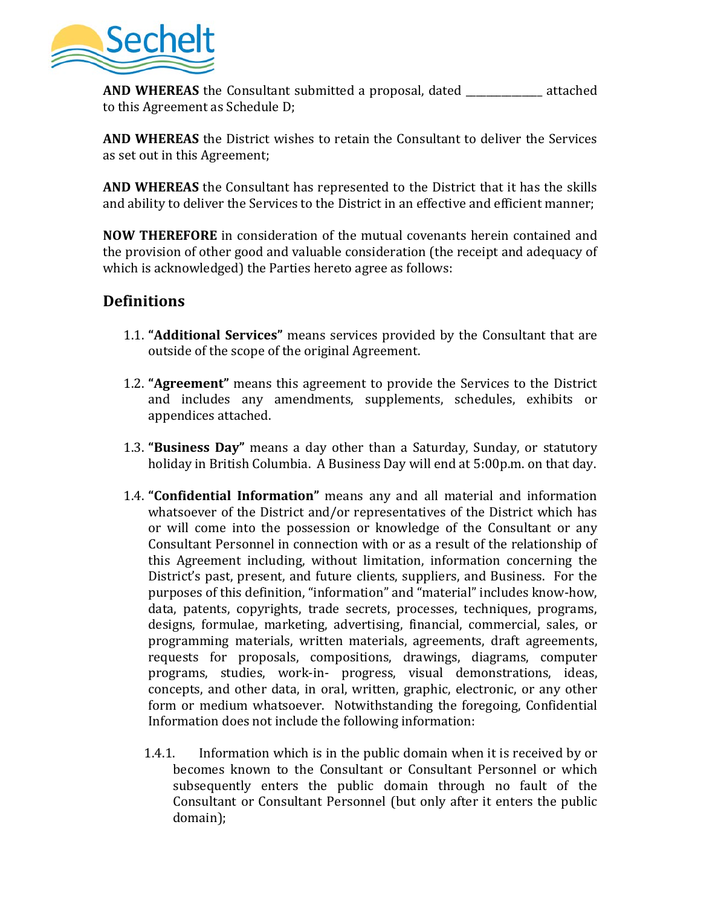**AND WHEREAS** the Consultant submitted a proposal, dated _______________ attached to this Agreement as Schedule D;

**AND WHEREAS** the District wishes to retain the Consultant to deliver the Services as set out in this Agreement;

**AND WHEREAS** the Consultant has represented to the District that it has the skills and ability to deliver the Services to the District in an effective and efficient manner;

**NOW THEREFORE** in consideration of the mutual covenants herein contained and the provision of other good and valuable consideration (the receipt and adequacy of which is acknowledged) the Parties hereto agree as follows:

## Definitions

1.1. **"Additional Services"** means services provided by the Consultant that are outside of the scope of the original Agreement.

1.2. **"Agreement"** means this agreement to provide the Services to the District and includes any amendments, supplements, schedules, exhibits or appendices attached.

1.3. **"Business Day"** means a day other than a Saturday, Sunday, or statutory holiday in British Columbia. A Business Day will end at 5:00p.m. on that day.

1.4. **"Confidential Information"** means any and all material and information whatsoever of the District and/or representatives of the District which has or will come into the possession or knowledge of the Consultant or any Consultant Personnel in connection with or as a result of the relationship of this Agreement including, without limitation, information concerning the District's past, present, and future clients, suppliers, and Business. For the purposes of this definition, "information" and "material" includes know-how, data, patents, copyrights, trade secrets, processes, techniques, programs, designs, formulae, marketing, advertising, financial, commercial, sales, or programming materials, written materials, agreements, draft agreements, requests for proposals, compositions, drawings, diagrams, computer programs, studies, work-in- progress, visual demonstrations, ideas, concepts, and other data, in oral, written, graphic, electronic, or any other form or medium whatsoever. Notwithstanding the foregoing, Confidential Information does not include the following information:

1.4.1. Information which is in the public domain when it is received by or becomes known to the Consultant or Consultant Personnel or which subsequently enters the public domain through no fault of the Consultant or Consultant Personnel (but only after it enters the public domain);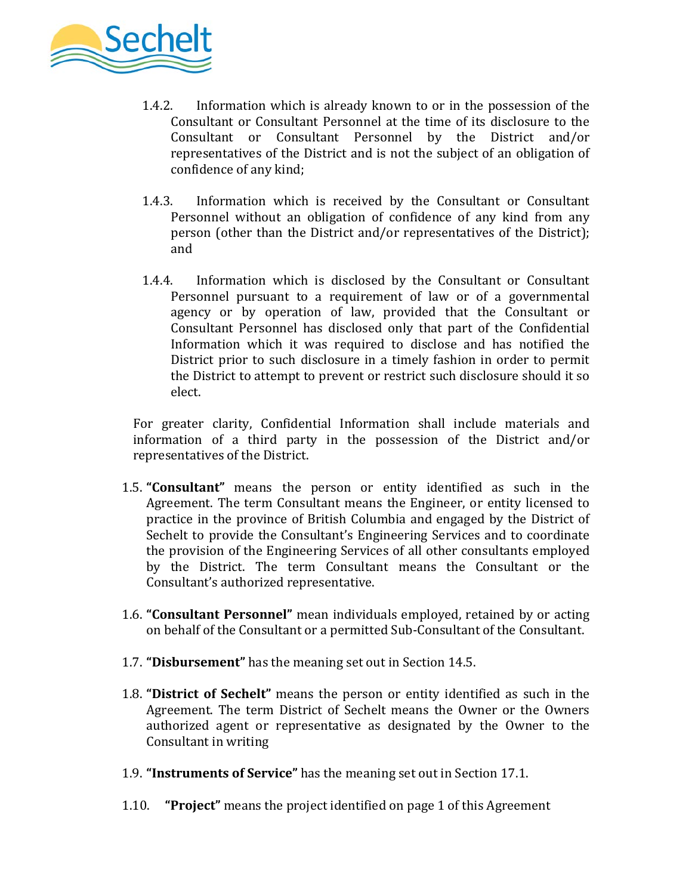1.4.2. Information which is already known to or in the possession of the Consultant or Consultant Personnel at the time of its disclosure to the Consultant or Consultant Personnel by the District and/or representatives of the District and is not the subject of an obligation of confidence of any kind;

1.4.3. Information which is received by the Consultant or Consultant Personnel without an obligation of confidence of any kind from any person (other than the District and/or representatives of the District); and

1.4.4. Information which is disclosed by the Consultant or Consultant Personnel pursuant to a requirement of law or of a governmental agency or by operation of law, provided that the Consultant or Consultant Personnel has disclosed only that part of the Confidential Information which it was required to disclose and has notified the District prior to such disclosure in a timely fashion in order to permit the District to attempt to prevent or restrict such disclosure should it so elect.

For greater clarity, Confidential Information shall include materials and information of a third party in the possession of the District and/or representatives of the District.

1.5. **"Consultant"** means the person or entity identified as such in the Agreement. The term Consultant means the Engineer, or entity licensed to practice in the province of British Columbia and engaged by the District of Sechelt to provide the Consultant's Engineering Services and to coordinate the provision of the Engineering Services of all other consultants employed by the District. The term Consultant means the Consultant or the Consultant's authorized representative.

1.6. **"Consultant Personnel"** mean individuals employed, retained by or acting on behalf of the Consultant or a permitted Sub-Consultant of the Consultant.

1.7. **"Disbursement"** has the meaning set out in Section 14.5.

1.8. **"District of Sechelt"** means the person or entity identified as such in the Agreement. The term District of Sechelt means the Owner or the Owners authorized agent or representative as designated by the Owner to the Consultant in writing

1.9. **"Instruments of Service"** has the meaning set out in Section 17.1.

1.10. **"Project"** means the project identified on page 1 of this Agreement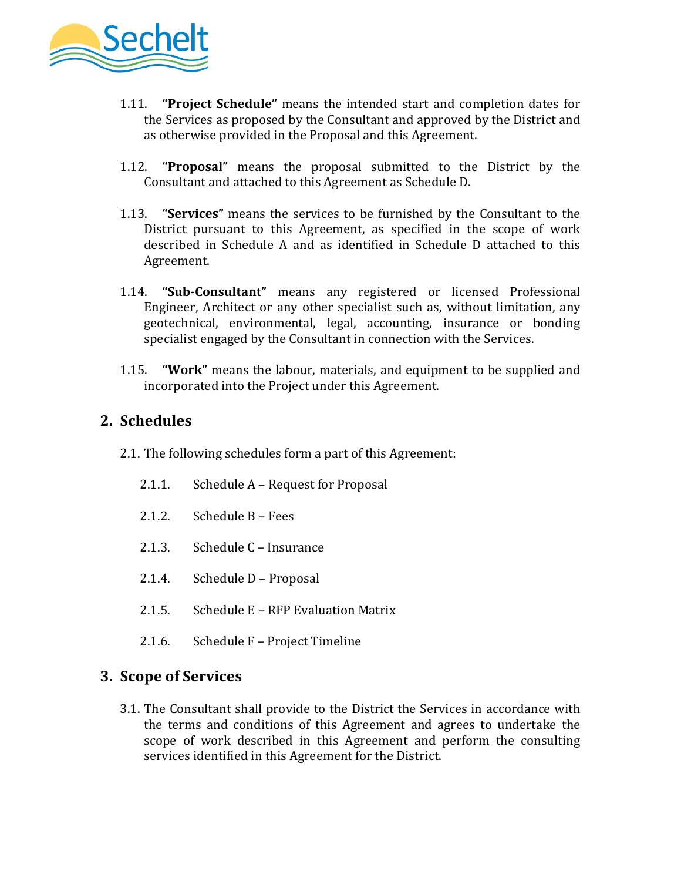1.11. **"Project Schedule"** means the intended start and completion dates for the Services as proposed by the Consultant and approved by the District and as otherwise provided in the Proposal and this Agreement.

1.12. **"Proposal"** means the proposal submitted to the District by the Consultant and attached to this Agreement as Schedule D.

1.13. **"Services"** means the services to be furnished by the Consultant to the District pursuant to this Agreement, as specified in the scope of work described in Schedule A and as identified in Schedule D attached to this Agreement.

1.14. **"Sub-Consultant"** means any registered or licensed Professional Engineer, Architect or any other specialist such as, without limitation, any geotechnical, environmental, legal, accounting, insurance or bonding specialist engaged by the Consultant in connection with the Services.

1.15. **"Work"** means the labour, materials, and equipment to be supplied and incorporated into the Project under this Agreement.

## 2. Schedules

2.1. The following schedules form a part of this Agreement:

2.1.1. Schedule A – Request for Proposal

2.1.2. Schedule B – Fees

2.1.3. Schedule C – Insurance

2.1.4. Schedule D – Proposal

2.1.5. Schedule E – RFP Evaluation Matrix

2.1.6. Schedule F – Project Timeline

## 3. Scope of Services

3.1. The Consultant shall provide to the District the Services in accordance with the terms and conditions of this Agreement and agrees to undertake the scope of work described in this Agreement and perform the consulting services identified in this Agreement for the District.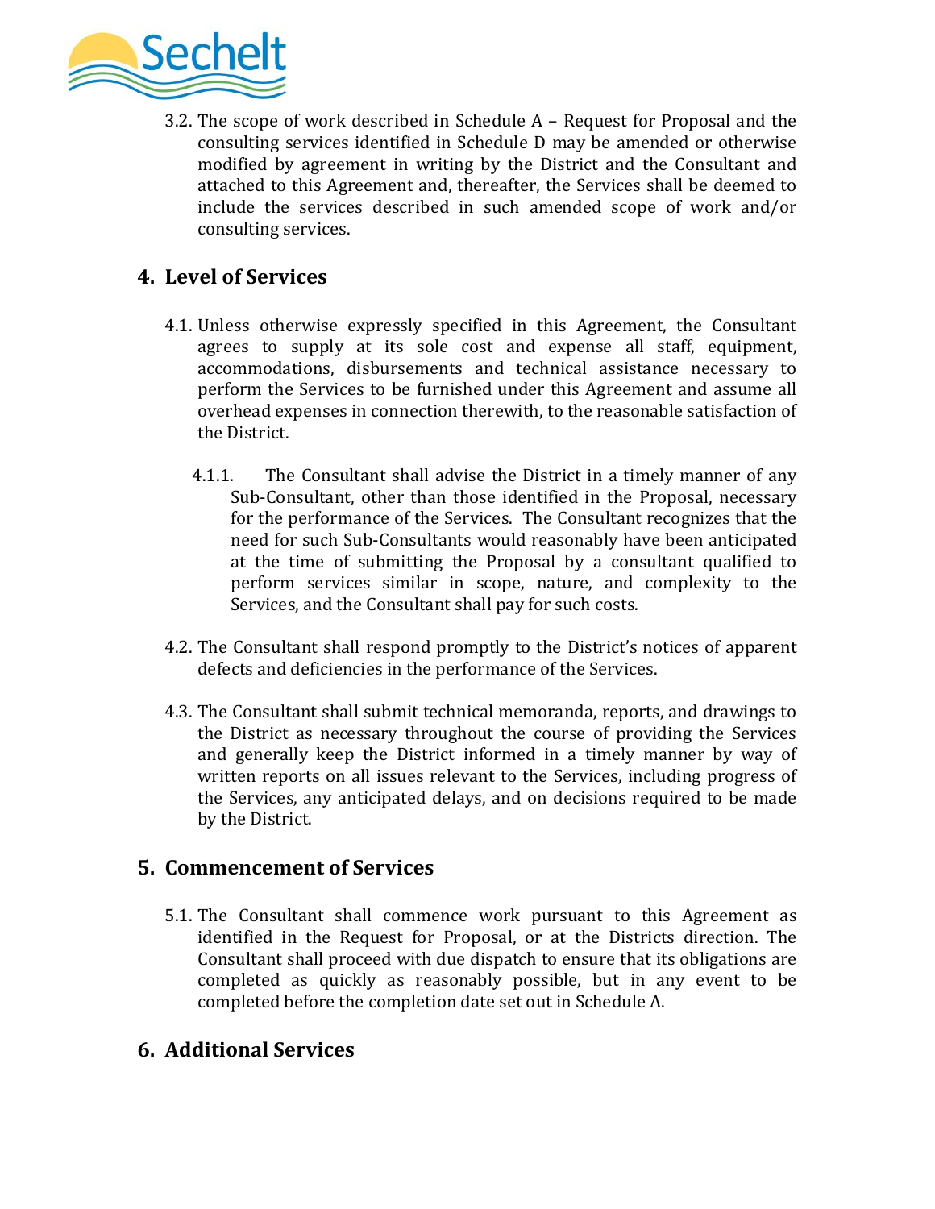3.2. The scope of work described in Schedule A – Request for Proposal and the consulting services identified in Schedule D may be amended or otherwise modified by agreement in writing by the District and the Consultant and attached to this Agreement and, thereafter, the Services shall be deemed to include the services described in such amended scope of work and/or consulting services.

## 4. Level of Services

4.1. Unless otherwise expressly specified in this Agreement, the Consultant agrees to supply at its sole cost and expense all staff, equipment, accommodations, disbursements and technical assistance necessary to perform the Services to be furnished under this Agreement and assume all overhead expenses in connection therewith, to the reasonable satisfaction of the District.

4.1.1. The Consultant shall advise the District in a timely manner of any Sub-Consultant, other than those identified in the Proposal, necessary for the performance of the Services. The Consultant recognizes that the need for such Sub-Consultants would reasonably have been anticipated at the time of submitting the Proposal by a consultant qualified to perform services similar in scope, nature, and complexity to the Services, and the Consultant shall pay for such costs.

4.2. The Consultant shall respond promptly to the District's notices of apparent defects and deficiencies in the performance of the Services.

4.3. The Consultant shall submit technical memoranda, reports, and drawings to the District as necessary throughout the course of providing the Services and generally keep the District informed in a timely manner by way of written reports on all issues relevant to the Services, including progress of the Services, any anticipated delays, and on decisions required to be made by the District.

## 5. Commencement of Services

5.1. The Consultant shall commence work pursuant to this Agreement as identified in the Request for Proposal, or at the Districts direction. The Consultant shall proceed with due dispatch to ensure that its obligations are completed as quickly as reasonably possible, but in any event to be completed before the completion date set out in Schedule A.

## 6. Additional Services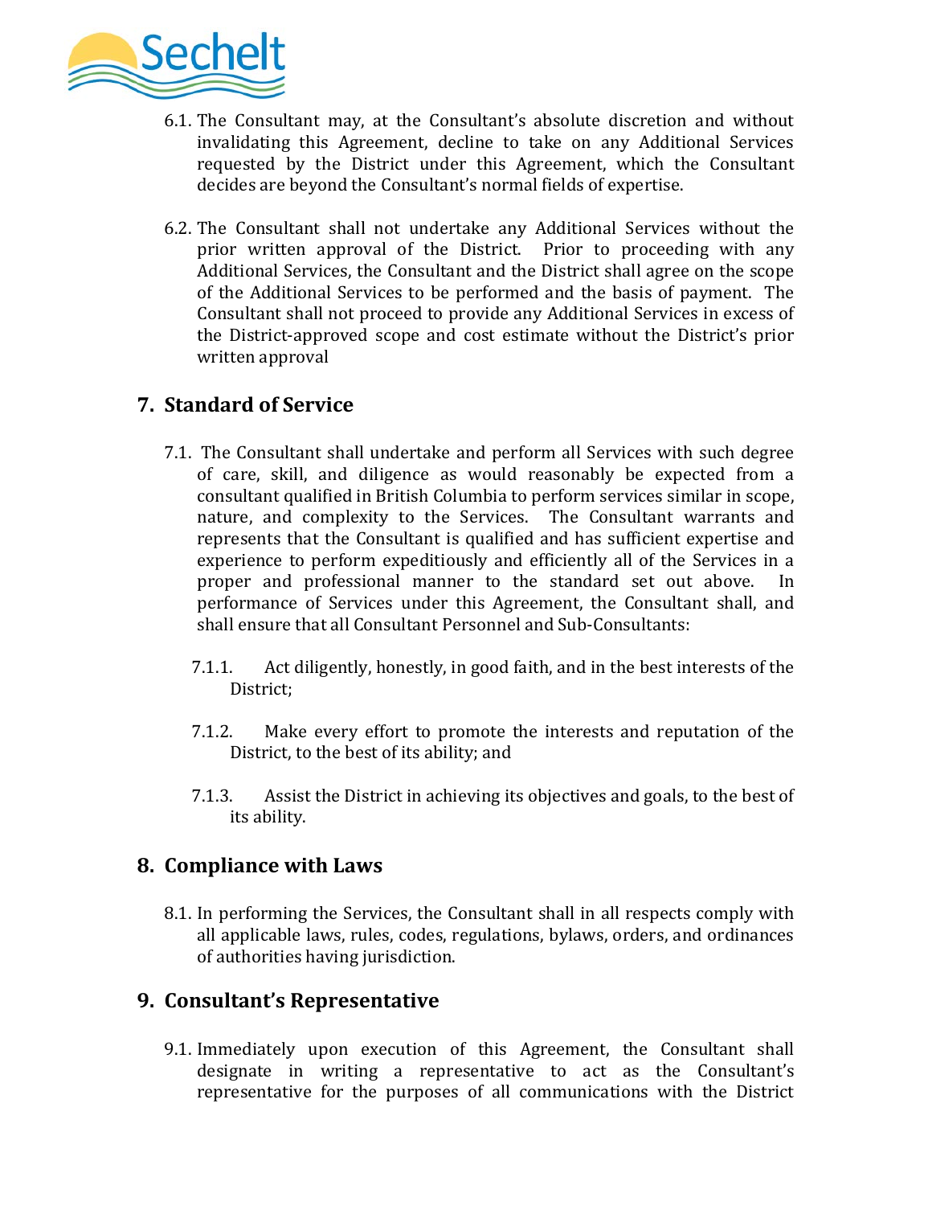6.1. The Consultant may, at the Consultant's absolute discretion and without invalidating this Agreement, decline to take on any Additional Services requested by the District under this Agreement, which the Consultant decides are beyond the Consultant's normal fields of expertise.

6.2. The Consultant shall not undertake any Additional Services without the prior written approval of the District. Prior to proceeding with any Additional Services, the Consultant and the District shall agree on the scope of the Additional Services to be performed and the basis of payment. The Consultant shall not proceed to provide any Additional Services in excess of the District-approved scope and cost estimate without the District's prior written approval

## 7. Standard of Service

7.1. The Consultant shall undertake and perform all Services with such degree of care, skill, and diligence as would reasonably be expected from a consultant qualified in British Columbia to perform services similar in scope, nature, and complexity to the Services. The Consultant warrants and represents that the Consultant is qualified and has sufficient expertise and experience to perform expeditiously and efficiently all of the Services in a proper and professional manner to the standard set out above. In performance of Services under this Agreement, the Consultant shall, and shall ensure that all Consultant Personnel and Sub-Consultants:

7.1.1. Act diligently, honestly, in good faith, and in the best interests of the District;

7.1.2. Make every effort to promote the interests and reputation of the District, to the best of its ability; and

7.1.3. Assist the District in achieving its objectives and goals, to the best of its ability.

## 8. Compliance with Laws

8.1. In performing the Services, the Consultant shall in all respects comply with all applicable laws, rules, codes, regulations, bylaws, orders, and ordinances of authorities having jurisdiction.

## 9. Consultant's Representative

9.1. Immediately upon execution of this Agreement, the Consultant shall designate in writing a representative to act as the Consultant's representative for the purposes of all communications with the District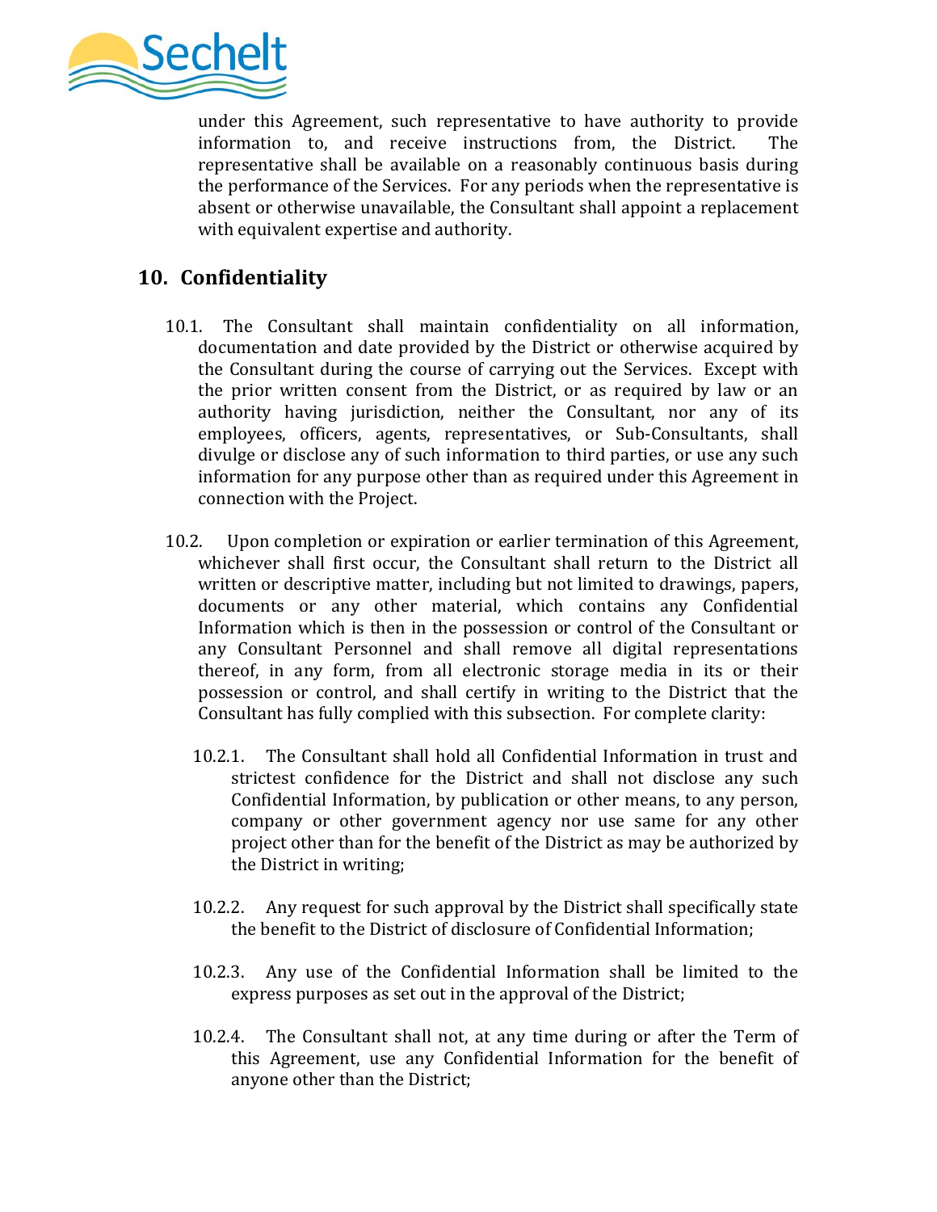under this Agreement, such representative to have authority to provide information to, and receive instructions from, the District. The representative shall be available on a reasonably continuous basis during the performance of the Services. For any periods when the representative is absent or otherwise unavailable, the Consultant shall appoint a replacement with equivalent expertise and authority.

## 10. Confidentiality

10.1. The Consultant shall maintain confidentiality on all information, documentation and date provided by the District or otherwise acquired by the Consultant during the course of carrying out the Services. Except with the prior written consent from the District, or as required by law or an authority having jurisdiction, neither the Consultant, nor any of its employees, officers, agents, representatives, or Sub-Consultants, shall divulge or disclose any of such information to third parties, or use any such information for any purpose other than as required under this Agreement in connection with the Project.

10.2. Upon completion or expiration or earlier termination of this Agreement, whichever shall first occur, the Consultant shall return to the District all written or descriptive matter, including but not limited to drawings, papers, documents or any other material, which contains any Confidential Information which is then in the possession or control of the Consultant or any Consultant Personnel and shall remove all digital representations thereof, in any form, from all electronic storage media in its or their possession or control, and shall certify in writing to the District that the Consultant has fully complied with this subsection. For complete clarity:

10.2.1. The Consultant shall hold all Confidential Information in trust and strictest confidence for the District and shall not disclose any such Confidential Information, by publication or other means, to any person, company or other government agency nor use same for any other project other than for the benefit of the District as may be authorized by the District in writing;

10.2.2. Any request for such approval by the District shall specifically state the benefit to the District of disclosure of Confidential Information;

10.2.3. Any use of the Confidential Information shall be limited to the express purposes as set out in the approval of the District;

10.2.4. The Consultant shall not, at any time during or after the Term of this Agreement, use any Confidential Information for the benefit of anyone other than the District;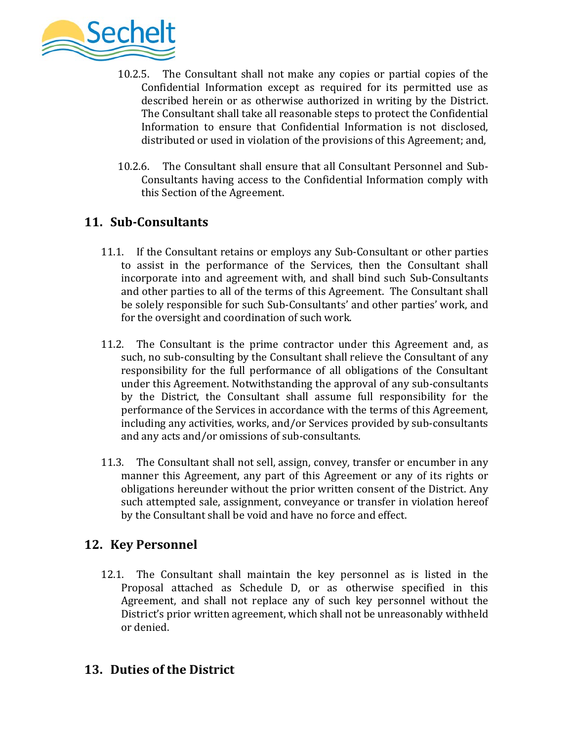10.2.5. The Consultant shall not make any copies or partial copies of the Confidential Information except as required for its permitted use as described herein or as otherwise authorized in writing by the District. The Consultant shall take all reasonable steps to protect the Confidential Information to ensure that Confidential Information is not disclosed, distributed or used in violation of the provisions of this Agreement; and,

10.2.6. The Consultant shall ensure that all Consultant Personnel and Sub-Consultants having access to the Confidential Information comply with this Section of the Agreement.

## 11. Sub-Consultants

11.1. If the Consultant retains or employs any Sub-Consultant or other parties to assist in the performance of the Services, then the Consultant shall incorporate into and agreement with, and shall bind such Sub-Consultants and other parties to all of the terms of this Agreement. The Consultant shall be solely responsible for such Sub-Consultants' and other parties' work, and for the oversight and coordination of such work.

11.2. The Consultant is the prime contractor under this Agreement and, as such, no sub-consulting by the Consultant shall relieve the Consultant of any responsibility for the full performance of all obligations of the Consultant under this Agreement. Notwithstanding the approval of any sub-consultants by the District, the Consultant shall assume full responsibility for the performance of the Services in accordance with the terms of this Agreement, including any activities, works, and/or Services provided by sub-consultants and any acts and/or omissions of sub-consultants.

11.3. The Consultant shall not sell, assign, convey, transfer or encumber in any manner this Agreement, any part of this Agreement or any of its rights or obligations hereunder without the prior written consent of the District. Any such attempted sale, assignment, conveyance or transfer in violation hereof by the Consultant shall be void and have no force and effect.

## 12. Key Personnel

12.1. The Consultant shall maintain the key personnel as is listed in the Proposal attached as Schedule D, or as otherwise specified in this Agreement, and shall not replace any of such key personnel without the District's prior written agreement, which shall not be unreasonably withheld or denied.

## 13. Duties of the District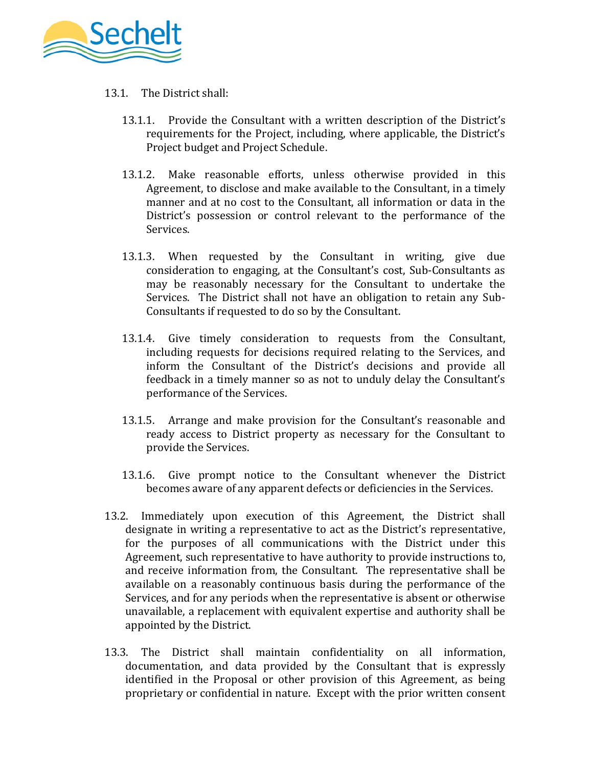13.1. The District shall:

13.1.1. Provide the Consultant with a written description of the District's requirements for the Project, including, where applicable, the District's Project budget and Project Schedule.

13.1.2. Make reasonable efforts, unless otherwise provided in this Agreement, to disclose and make available to the Consultant, in a timely manner and at no cost to the Consultant, all information or data in the District's possession or control relevant to the performance of the Services.

13.1.3. When requested by the Consultant in writing, give due consideration to engaging, at the Consultant's cost, Sub-Consultants as may be reasonably necessary for the Consultant to undertake the Services. The District shall not have an obligation to retain any Sub-Consultants if requested to do so by the Consultant.

13.1.4. Give timely consideration to requests from the Consultant, including requests for decisions required relating to the Services, and inform the Consultant of the District's decisions and provide all feedback in a timely manner so as not to unduly delay the Consultant's performance of the Services.

13.1.5. Arrange and make provision for the Consultant's reasonable and ready access to District property as necessary for the Consultant to provide the Services.

13.1.6. Give prompt notice to the Consultant whenever the District becomes aware of any apparent defects or deficiencies in the Services.

13.2. Immediately upon execution of this Agreement, the District shall designate in writing a representative to act as the District's representative, for the purposes of all communications with the District under this Agreement, such representative to have authority to provide instructions to, and receive information from, the Consultant. The representative shall be available on a reasonably continuous basis during the performance of the Services, and for any periods when the representative is absent or otherwise unavailable, a replacement with equivalent expertise and authority shall be appointed by the District.

13.3. The District shall maintain confidentiality on all information, documentation, and data provided by the Consultant that is expressly identified in the Proposal or other provision of this Agreement, as being proprietary or confidential in nature. Except with the prior written consent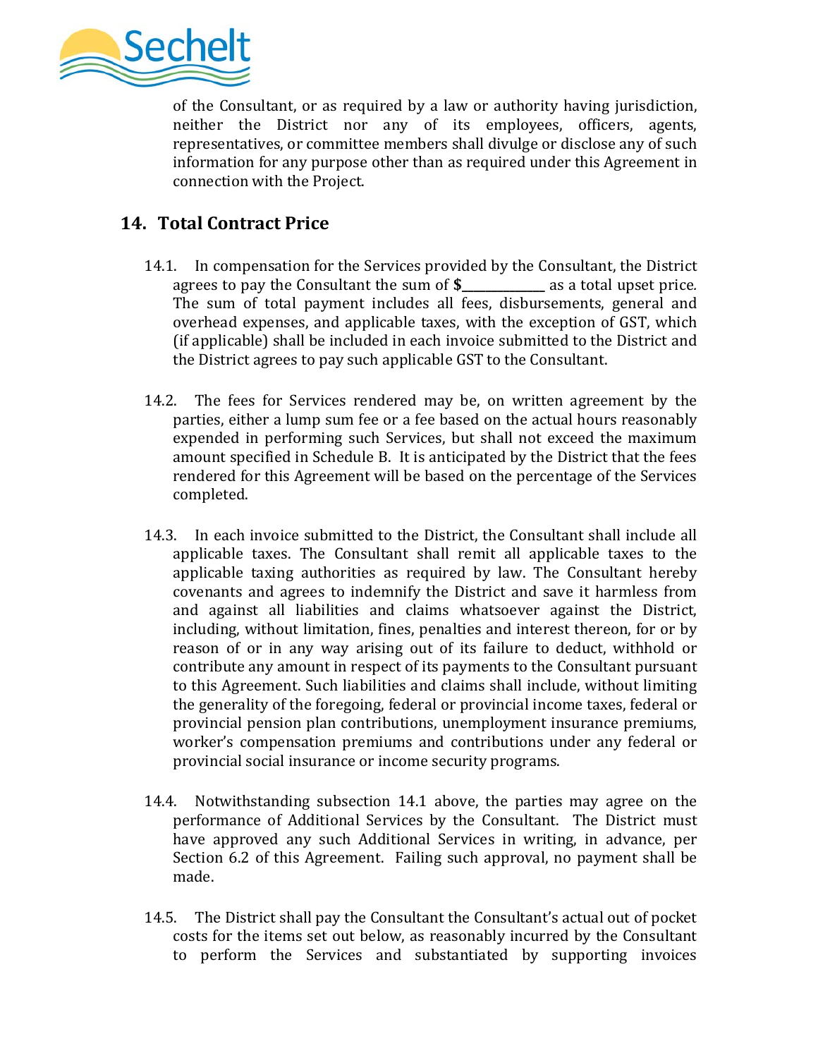of the Consultant, or as required by a law or authority having jurisdiction, neither the District nor any of its employees, officers, agents, representatives, or committee members shall divulge or disclose any of such information for any purpose other than as required under this Agreement in connection with the Project.

## 14. Total Contract Price

14.1. In compensation for the Services provided by the Consultant, the District agrees to pay the Consultant the sum of **$______________** as a total upset price. The sum of total payment includes all fees, disbursements, general and overhead expenses, and applicable taxes, with the exception of GST, which (if applicable) shall be included in each invoice submitted to the District and the District agrees to pay such applicable GST to the Consultant.

14.2. The fees for Services rendered may be, on written agreement by the parties, either a lump sum fee or a fee based on the actual hours reasonably expended in performing such Services, but shall not exceed the maximum amount specified in Schedule B. It is anticipated by the District that the fees rendered for this Agreement will be based on the percentage of the Services completed.

14.3. In each invoice submitted to the District, the Consultant shall include all applicable taxes. The Consultant shall remit all applicable taxes to the applicable taxing authorities as required by law. The Consultant hereby covenants and agrees to indemnify the District and save it harmless from and against all liabilities and claims whatsoever against the District, including, without limitation, fines, penalties and interest thereon, for or by reason of or in any way arising out of its failure to deduct, withhold or contribute any amount in respect of its payments to the Consultant pursuant to this Agreement. Such liabilities and claims shall include, without limiting the generality of the foregoing, federal or provincial income taxes, federal or provincial pension plan contributions, unemployment insurance premiums, worker's compensation premiums and contributions under any federal or provincial social insurance or income security programs.

14.4. Notwithstanding subsection 14.1 above, the parties may agree on the performance of Additional Services by the Consultant. The District must have approved any such Additional Services in writing, in advance, per Section 6.2 of this Agreement. Failing such approval, no payment shall be made.

14.5. The District shall pay the Consultant the Consultant's actual out of pocket costs for the items set out below, as reasonably incurred by the Consultant to perform the Services and substantiated by supporting invoices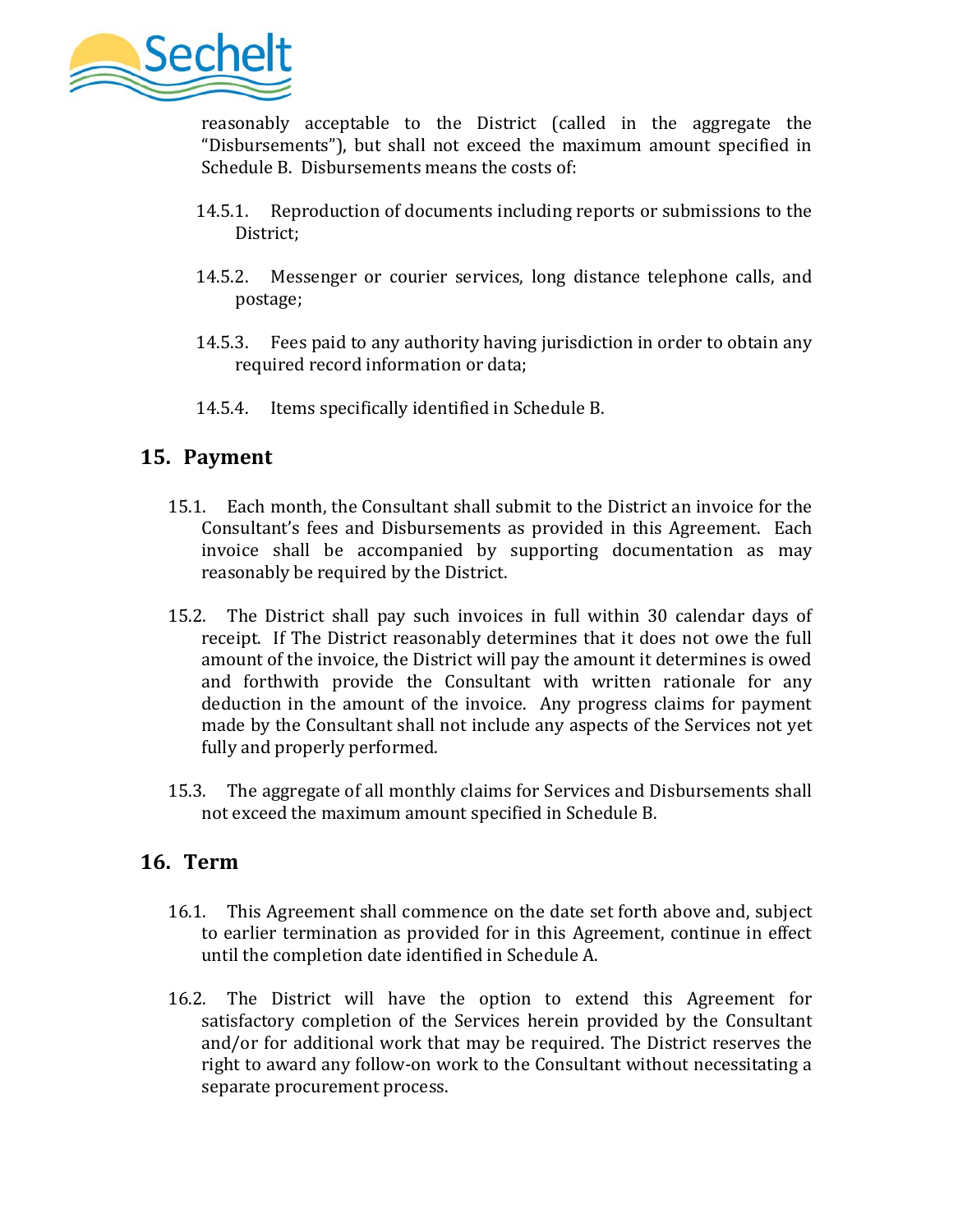reasonably acceptable to the District (called in the aggregate the "Disbursements"), but shall not exceed the maximum amount specified in Schedule B. Disbursements means the costs of:

14.5.1. Reproduction of documents including reports or submissions to the District;

14.5.2. Messenger or courier services, long distance telephone calls, and postage;

14.5.3. Fees paid to any authority having jurisdiction in order to obtain any required record information or data;

14.5.4. Items specifically identified in Schedule B.

## 15. Payment

15.1. Each month, the Consultant shall submit to the District an invoice for the Consultant's fees and Disbursements as provided in this Agreement. Each invoice shall be accompanied by supporting documentation as may reasonably be required by the District.

15.2. The District shall pay such invoices in full within 30 calendar days of receipt. If The District reasonably determines that it does not owe the full amount of the invoice, the District will pay the amount it determines is owed and forthwith provide the Consultant with written rationale for any deduction in the amount of the invoice. Any progress claims for payment made by the Consultant shall not include any aspects of the Services not yet fully and properly performed.

15.3. The aggregate of all monthly claims for Services and Disbursements shall not exceed the maximum amount specified in Schedule B.

## 16. Term

16.1. This Agreement shall commence on the date set forth above and, subject to earlier termination as provided for in this Agreement, continue in effect until the completion date identified in Schedule A.

16.2. The District will have the option to extend this Agreement for satisfactory completion of the Services herein provided by the Consultant and/or for additional work that may be required. The District reserves the right to award any follow-on work to the Consultant without necessitating a separate procurement process.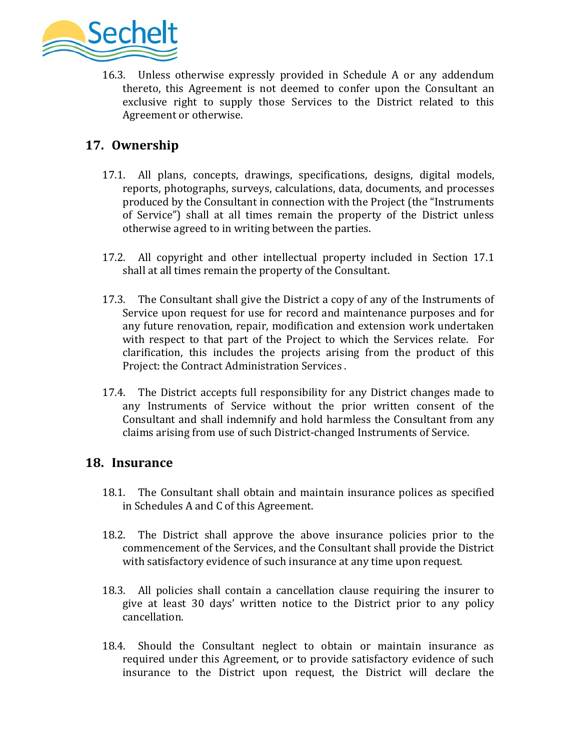16.3. Unless otherwise expressly provided in Schedule A or any addendum thereto, this Agreement is not deemed to confer upon the Consultant an exclusive right to supply those Services to the District related to this Agreement or otherwise.

## 17. Ownership

17.1. All plans, concepts, drawings, specifications, designs, digital models, reports, photographs, surveys, calculations, data, documents, and processes produced by the Consultant in connection with the Project (the "Instruments of Service") shall at all times remain the property of the District unless otherwise agreed to in writing between the parties.

17.2. All copyright and other intellectual property included in Section 17.1 shall at all times remain the property of the Consultant.

17.3. The Consultant shall give the District a copy of any of the Instruments of Service upon request for use for record and maintenance purposes and for any future renovation, repair, modification and extension work undertaken with respect to that part of the Project to which the Services relate. For clarification, this includes the projects arising from the product of this Project: the Contract Administration Services .

17.4. The District accepts full responsibility for any District changes made to any Instruments of Service without the prior written consent of the Consultant and shall indemnify and hold harmless the Consultant from any claims arising from use of such District-changed Instruments of Service.

## 18. Insurance

18.1. The Consultant shall obtain and maintain insurance polices as specified in Schedules A and C of this Agreement.

18.2. The District shall approve the above insurance policies prior to the commencement of the Services, and the Consultant shall provide the District with satisfactory evidence of such insurance at any time upon request.

18.3. All policies shall contain a cancellation clause requiring the insurer to give at least 30 days' written notice to the District prior to any policy cancellation.

18.4. Should the Consultant neglect to obtain or maintain insurance as required under this Agreement, or to provide satisfactory evidence of such insurance to the District upon request, the District will declare the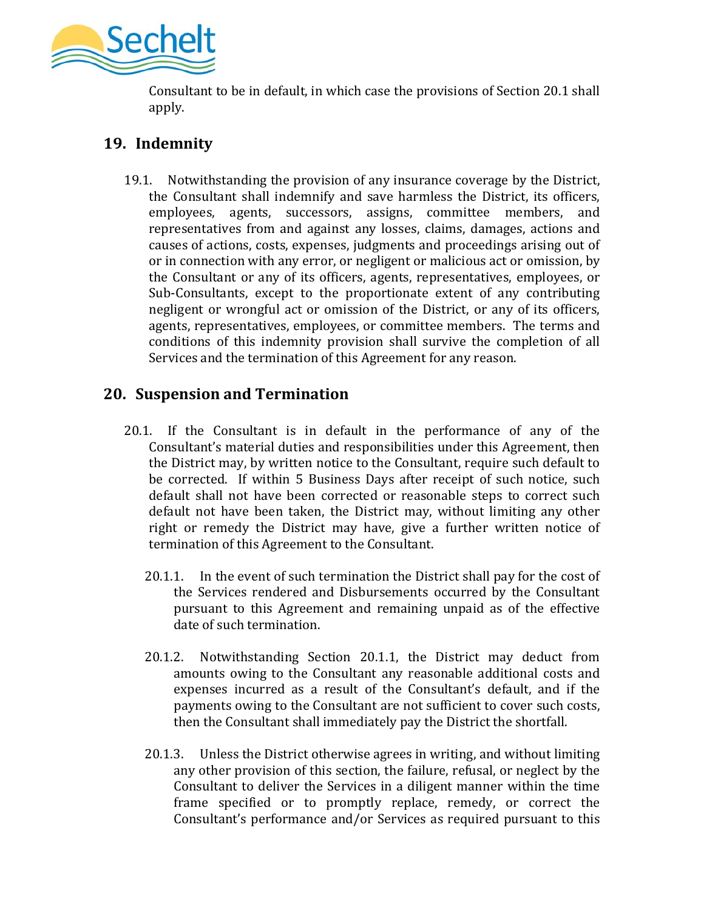Consultant to be in default, in which case the provisions of Section 20.1 shall apply.

## 19. Indemnity

19.1. Notwithstanding the provision of any insurance coverage by the District, the Consultant shall indemnify and save harmless the District, its officers, employees, agents, successors, assigns, committee members, and representatives from and against any losses, claims, damages, actions and causes of actions, costs, expenses, judgments and proceedings arising out of or in connection with any error, or negligent or malicious act or omission, by the Consultant or any of its officers, agents, representatives, employees, or Sub-Consultants, except to the proportionate extent of any contributing negligent or wrongful act or omission of the District, or any of its officers, agents, representatives, employees, or committee members. The terms and conditions of this indemnity provision shall survive the completion of all Services and the termination of this Agreement for any reason.

## 20. Suspension and Termination

20.1. If the Consultant is in default in the performance of any of the Consultant's material duties and responsibilities under this Agreement, then the District may, by written notice to the Consultant, require such default to be corrected. If within 5 Business Days after receipt of such notice, such default shall not have been corrected or reasonable steps to correct such default not have been taken, the District may, without limiting any other right or remedy the District may have, give a further written notice of termination of this Agreement to the Consultant.

20.1.1. In the event of such termination the District shall pay for the cost of the Services rendered and Disbursements occurred by the Consultant pursuant to this Agreement and remaining unpaid as of the effective date of such termination.

20.1.2. Notwithstanding Section 20.1.1, the District may deduct from amounts owing to the Consultant any reasonable additional costs and expenses incurred as a result of the Consultant's default, and if the payments owing to the Consultant are not sufficient to cover such costs, then the Consultant shall immediately pay the District the shortfall.

20.1.3. Unless the District otherwise agrees in writing, and without limiting any other provision of this section, the failure, refusal, or neglect by the Consultant to deliver the Services in a diligent manner within the time frame specified or to promptly replace, remedy, or correct the Consultant's performance and/or Services as required pursuant to this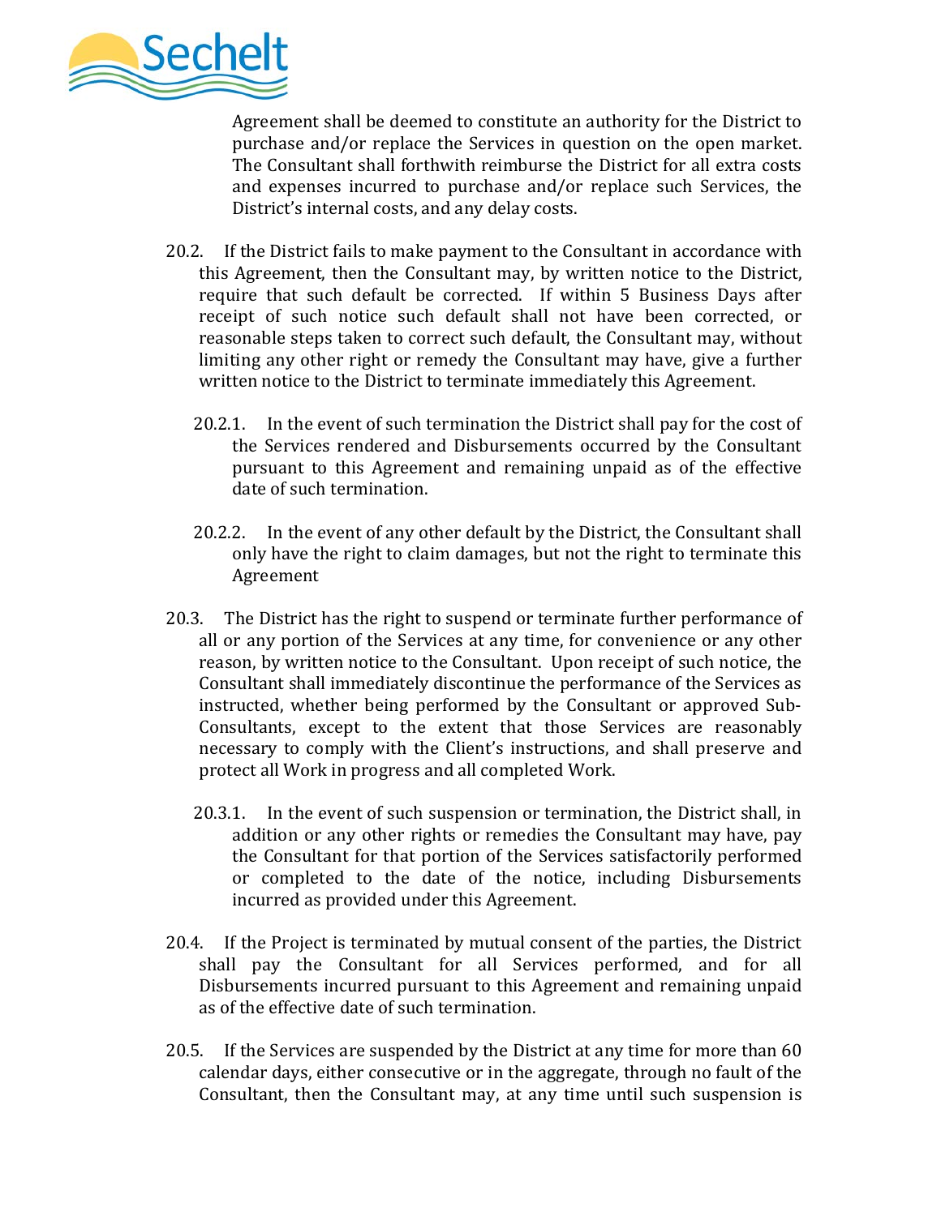Agreement shall be deemed to constitute an authority for the District to purchase and/or replace the Services in question on the open market. The Consultant shall forthwith reimburse the District for all extra costs and expenses incurred to purchase and/or replace such Services, the District's internal costs, and any delay costs.

20.2. If the District fails to make payment to the Consultant in accordance with this Agreement, then the Consultant may, by written notice to the District, require that such default be corrected. If within 5 Business Days after receipt of such notice such default shall not have been corrected, or reasonable steps taken to correct such default, the Consultant may, without limiting any other right or remedy the Consultant may have, give a further written notice to the District to terminate immediately this Agreement.

20.2.1. In the event of such termination the District shall pay for the cost of the Services rendered and Disbursements occurred by the Consultant pursuant to this Agreement and remaining unpaid as of the effective date of such termination.

20.2.2. In the event of any other default by the District, the Consultant shall only have the right to claim damages, but not the right to terminate this Agreement

20.3. The District has the right to suspend or terminate further performance of all or any portion of the Services at any time, for convenience or any other reason, by written notice to the Consultant. Upon receipt of such notice, the Consultant shall immediately discontinue the performance of the Services as instructed, whether being performed by the Consultant or approved Sub-Consultants, except to the extent that those Services are reasonably necessary to comply with the Client's instructions, and shall preserve and protect all Work in progress and all completed Work.

20.3.1. In the event of such suspension or termination, the District shall, in addition or any other rights or remedies the Consultant may have, pay the Consultant for that portion of the Services satisfactorily performed or completed to the date of the notice, including Disbursements incurred as provided under this Agreement.

20.4. If the Project is terminated by mutual consent of the parties, the District shall pay the Consultant for all Services performed, and for all Disbursements incurred pursuant to this Agreement and remaining unpaid as of the effective date of such termination.

20.5. If the Services are suspended by the District at any time for more than 60 calendar days, either consecutive or in the aggregate, through no fault of the Consultant, then the Consultant may, at any time until such suspension is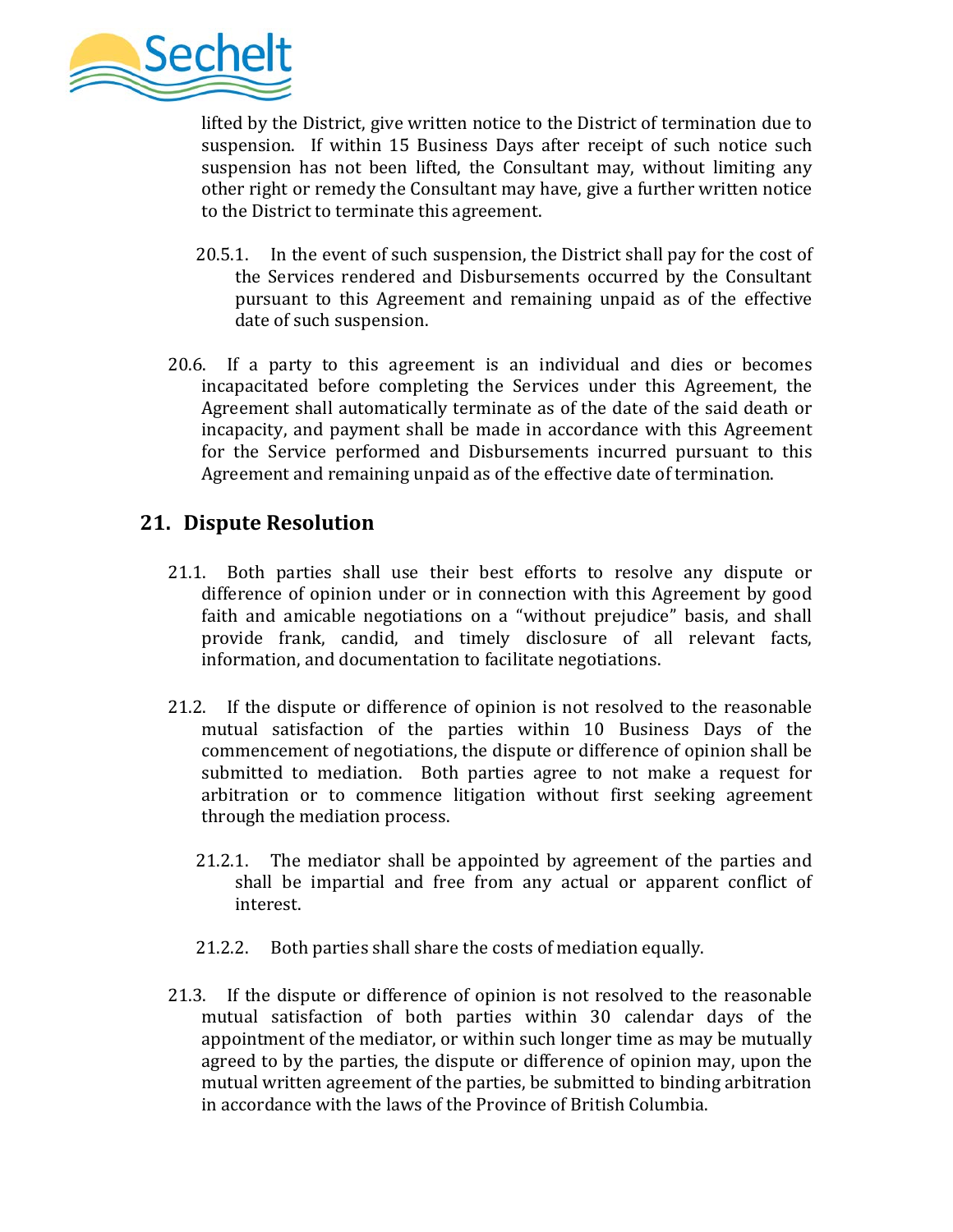lifted by the District, give written notice to the District of termination due to suspension. If within 15 Business Days after receipt of such notice such suspension has not been lifted, the Consultant may, without limiting any other right or remedy the Consultant may have, give a further written notice to the District to terminate this agreement.

20.5.1. In the event of such suspension, the District shall pay for the cost of the Services rendered and Disbursements occurred by the Consultant pursuant to this Agreement and remaining unpaid as of the effective date of such suspension.

20.6. If a party to this agreement is an individual and dies or becomes incapacitated before completing the Services under this Agreement, the Agreement shall automatically terminate as of the date of the said death or incapacity, and payment shall be made in accordance with this Agreement for the Service performed and Disbursements incurred pursuant to this Agreement and remaining unpaid as of the effective date of termination.

## 21. Dispute Resolution

21.1. Both parties shall use their best efforts to resolve any dispute or difference of opinion under or in connection with this Agreement by good faith and amicable negotiations on a "without prejudice" basis, and shall provide frank, candid, and timely disclosure of all relevant facts, information, and documentation to facilitate negotiations.

21.2. If the dispute or difference of opinion is not resolved to the reasonable mutual satisfaction of the parties within 10 Business Days of the commencement of negotiations, the dispute or difference of opinion shall be submitted to mediation. Both parties agree to not make a request for arbitration or to commence litigation without first seeking agreement through the mediation process.

21.2.1. The mediator shall be appointed by agreement of the parties and shall be impartial and free from any actual or apparent conflict of interest.

21.2.2. Both parties shall share the costs of mediation equally.

21.3. If the dispute or difference of opinion is not resolved to the reasonable mutual satisfaction of both parties within 30 calendar days of the appointment of the mediator, or within such longer time as may be mutually agreed to by the parties, the dispute or difference of opinion may, upon the mutual written agreement of the parties, be submitted to binding arbitration in accordance with the laws of the Province of British Columbia.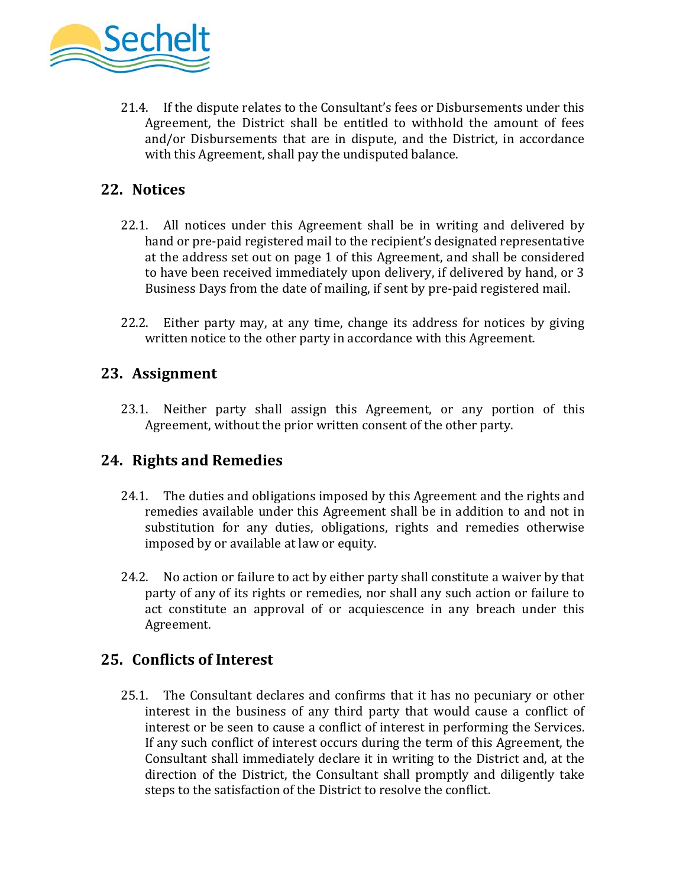21.4. If the dispute relates to the Consultant's fees or Disbursements under this Agreement, the District shall be entitled to withhold the amount of fees and/or Disbursements that are in dispute, and the District, in accordance with this Agreement, shall pay the undisputed balance.

## 22. Notices

22.1. All notices under this Agreement shall be in writing and delivered by hand or pre-paid registered mail to the recipient's designated representative at the address set out on page 1 of this Agreement, and shall be considered to have been received immediately upon delivery, if delivered by hand, or 3 Business Days from the date of mailing, if sent by pre-paid registered mail.

22.2. Either party may, at any time, change its address for notices by giving written notice to the other party in accordance with this Agreement.

## 23. Assignment

23.1. Neither party shall assign this Agreement, or any portion of this Agreement, without the prior written consent of the other party.

## 24. Rights and Remedies

24.1. The duties and obligations imposed by this Agreement and the rights and remedies available under this Agreement shall be in addition to and not in substitution for any duties, obligations, rights and remedies otherwise imposed by or available at law or equity.

24.2. No action or failure to act by either party shall constitute a waiver by that party of any of its rights or remedies, nor shall any such action or failure to act constitute an approval of or acquiescence in any breach under this Agreement.

## 25. Conflicts of Interest

25.1. The Consultant declares and confirms that it has no pecuniary or other interest in the business of any third party that would cause a conflict of interest or be seen to cause a conflict of interest in performing the Services. If any such conflict of interest occurs during the term of this Agreement, the Consultant shall immediately declare it in writing to the District and, at the direction of the District, the Consultant shall promptly and diligently take steps to the satisfaction of the District to resolve the conflict.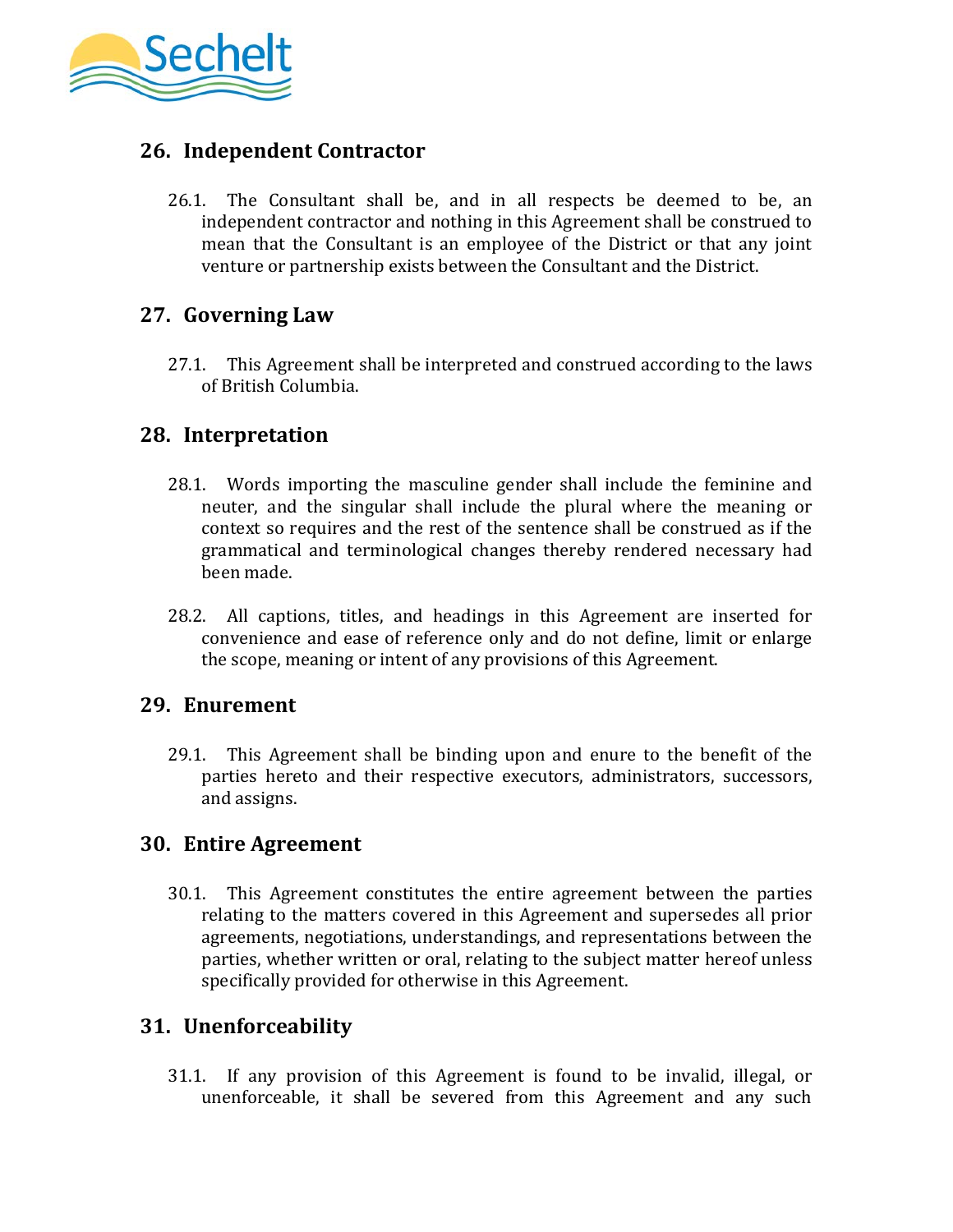## 26. Independent Contractor

26.1. The Consultant shall be, and in all respects be deemed to be, an independent contractor and nothing in this Agreement shall be construed to mean that the Consultant is an employee of the District or that any joint venture or partnership exists between the Consultant and the District.

## 27. Governing Law

27.1. This Agreement shall be interpreted and construed according to the laws of British Columbia.

## 28. Interpretation

28.1. Words importing the masculine gender shall include the feminine and neuter, and the singular shall include the plural where the meaning or context so requires and the rest of the sentence shall be construed as if the grammatical and terminological changes thereby rendered necessary had been made.

28.2. All captions, titles, and headings in this Agreement are inserted for convenience and ease of reference only and do not define, limit or enlarge the scope, meaning or intent of any provisions of this Agreement.

## 29. Enurement

29.1. This Agreement shall be binding upon and enure to the benefit of the parties hereto and their respective executors, administrators, successors, and assigns.

## 30. Entire Agreement

30.1. This Agreement constitutes the entire agreement between the parties relating to the matters covered in this Agreement and supersedes all prior agreements, negotiations, understandings, and representations between the parties, whether written or oral, relating to the subject matter hereof unless specifically provided for otherwise in this Agreement.

## 31. Unenforceability

31.1. If any provision of this Agreement is found to be invalid, illegal, or unenforceable, it shall be severed from this Agreement and any such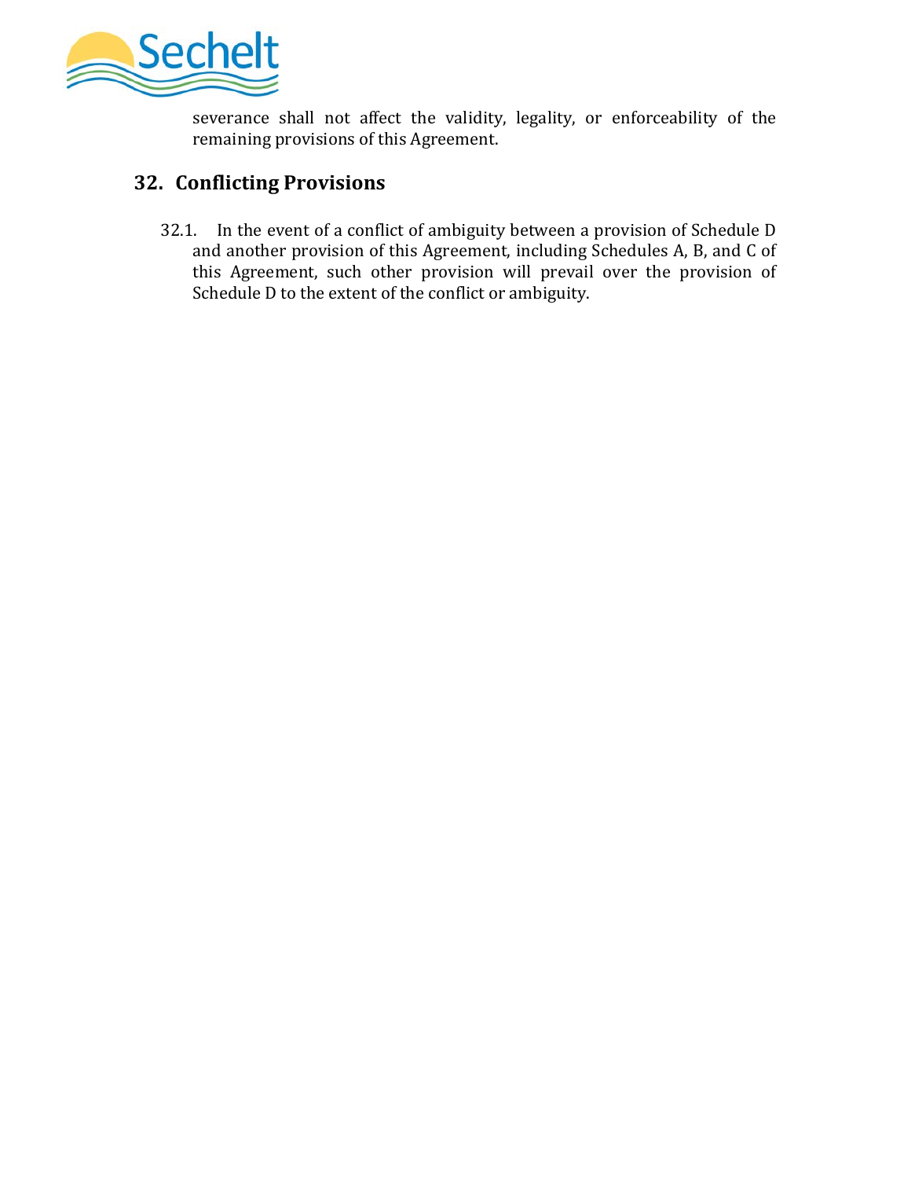severance shall not affect the validity, legality, or enforceability of the remaining provisions of this Agreement.

## 32. Conflicting Provisions

32.1. In the event of a conflict of ambiguity between a provision of Schedule D and another provision of this Agreement, including Schedules A, B, and C of this Agreement, such other provision will prevail over the provision of Schedule D to the extent of the conflict or ambiguity.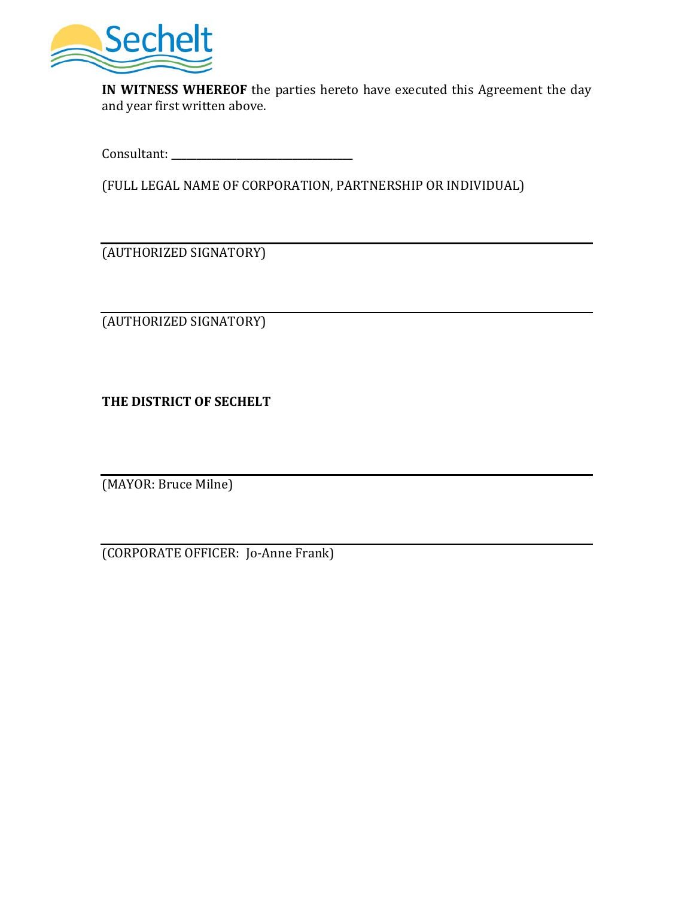**IN WITNESS WHEREOF** the parties hereto have executed this Agreement the day and year first written above.

Consultant: ______________________________

(FULL LEGAL NAME OF CORPORATION, PARTNERSHIP OR INDIVIDUAL)

______________________________

(AUTHORIZED SIGNATORY)

______________________________

(AUTHORIZED SIGNATORY)

**THE DISTRICT OF SECHELT**

______________________________

(MAYOR: Bruce Milne)

______________________________

(CORPORATE OFFICER: Jo-Anne Frank)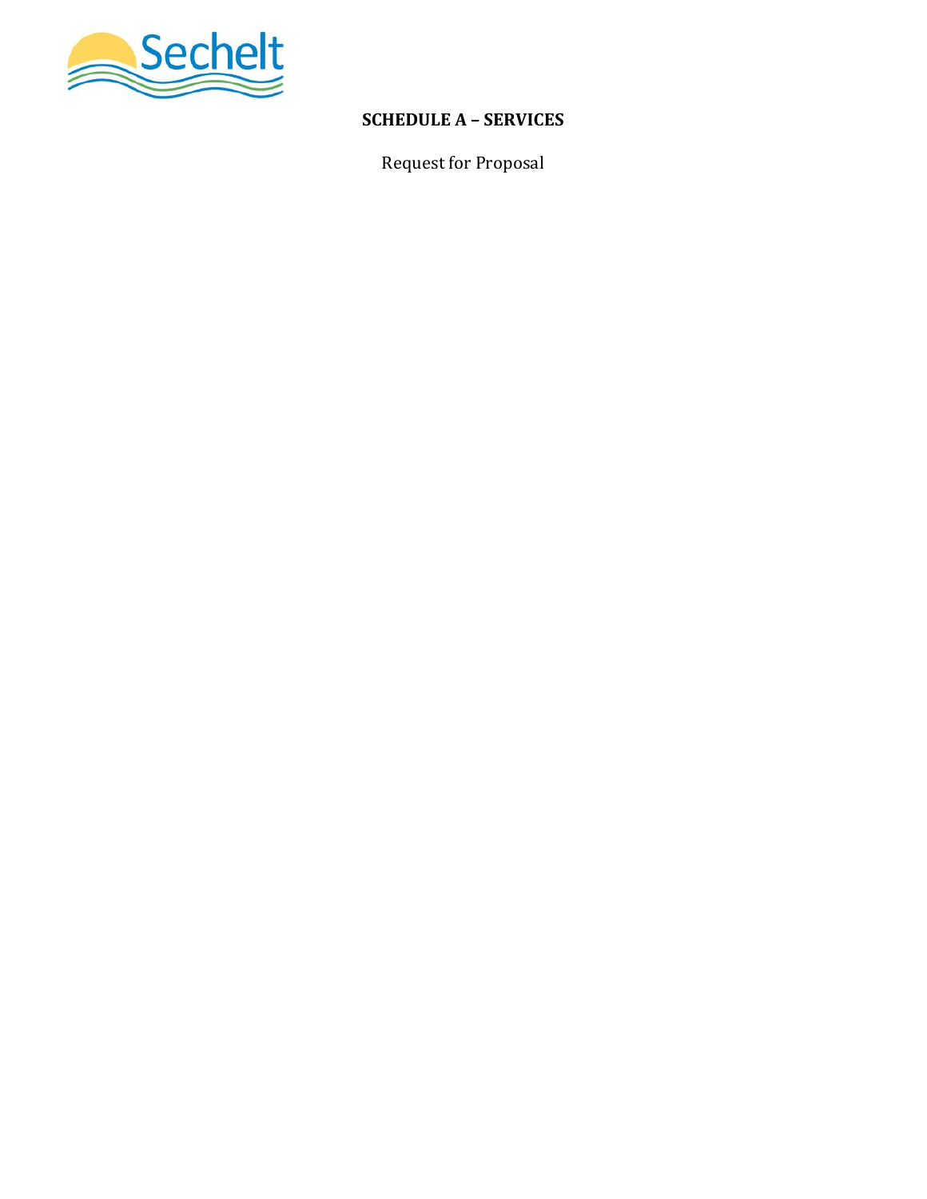# SCHEDULE A – SERVICES

Request for Proposal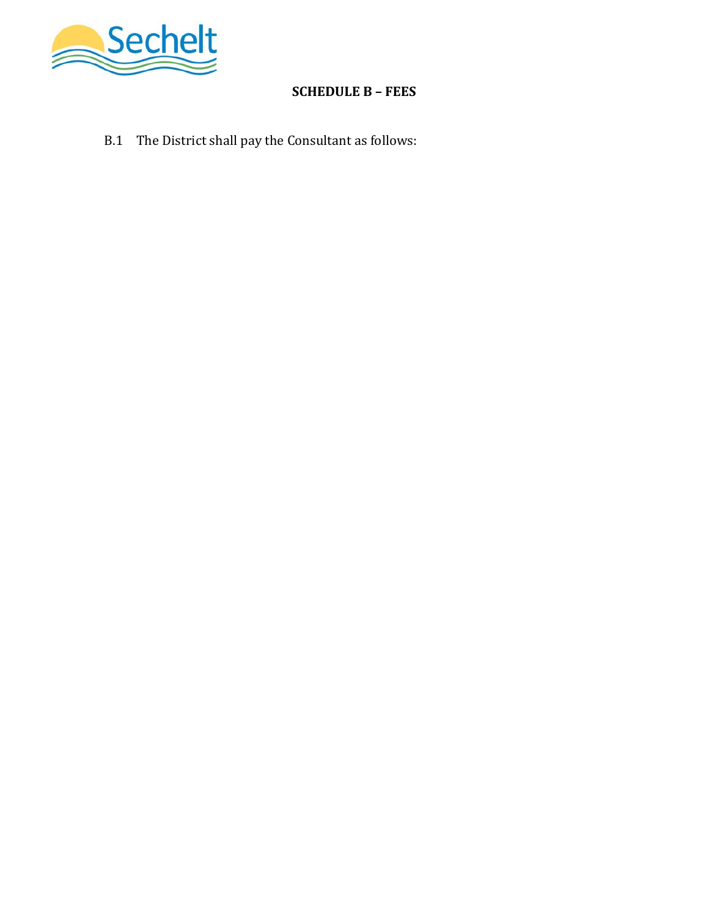**SCHEDULE B – FEES**

B.1 The District shall pay the Consultant as follows: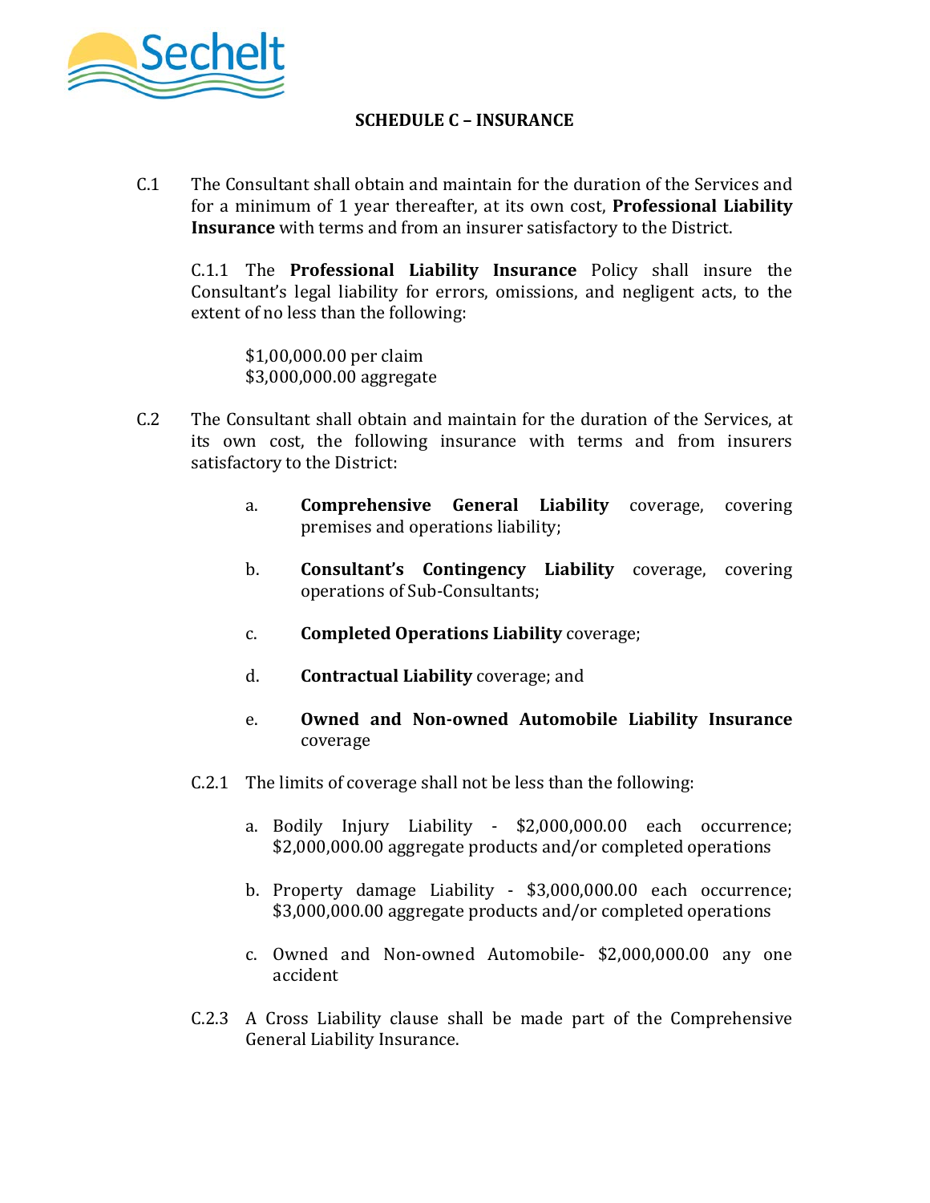## SCHEDULE C – INSURANCE

C.1 The Consultant shall obtain and maintain for the duration of the Services and for a minimum of 1 year thereafter, at its own cost, **Professional Liability Insurance** with terms and from an insurer satisfactory to the District.

C.1.1 The **Professional Liability Insurance** Policy shall insure the Consultant's legal liability for errors, omissions, and negligent acts, to the extent of no less than the following:

$1,00,000.00 per claim
$3,000,000.00 aggregate

C.2 The Consultant shall obtain and maintain for the duration of the Services, at its own cost, the following insurance with terms and from insurers satisfactory to the District:

a. **Comprehensive General Liability** coverage, covering premises and operations liability;

b. **Consultant's Contingency Liability** coverage, covering operations of Sub-Consultants;

c. **Completed Operations Liability** coverage;

d. **Contractual Liability** coverage; and

e. **Owned and Non-owned Automobile Liability Insurance** coverage

C.2.1 The limits of coverage shall not be less than the following:

a. Bodily Injury Liability - $2,000,000.00 each occurrence; $2,000,000.00 aggregate products and/or completed operations

b. Property damage Liability - $3,000,000.00 each occurrence; $3,000,000.00 aggregate products and/or completed operations

c. Owned and Non-owned Automobile- $2,000,000.00 any one accident

C.2.3 A Cross Liability clause shall be made part of the Comprehensive General Liability Insurance.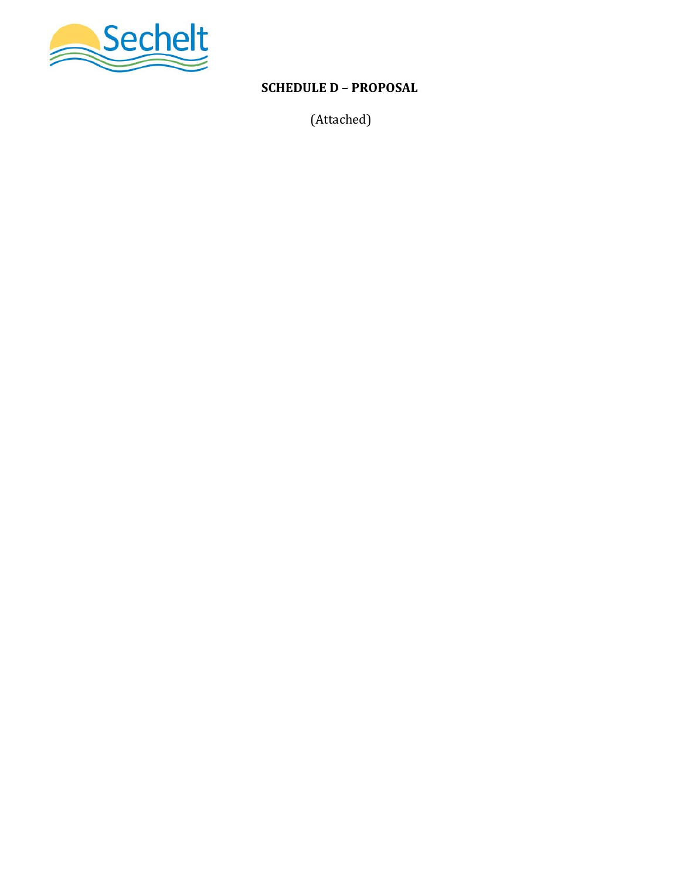**SCHEDULE D – PROPOSAL**

(Attached)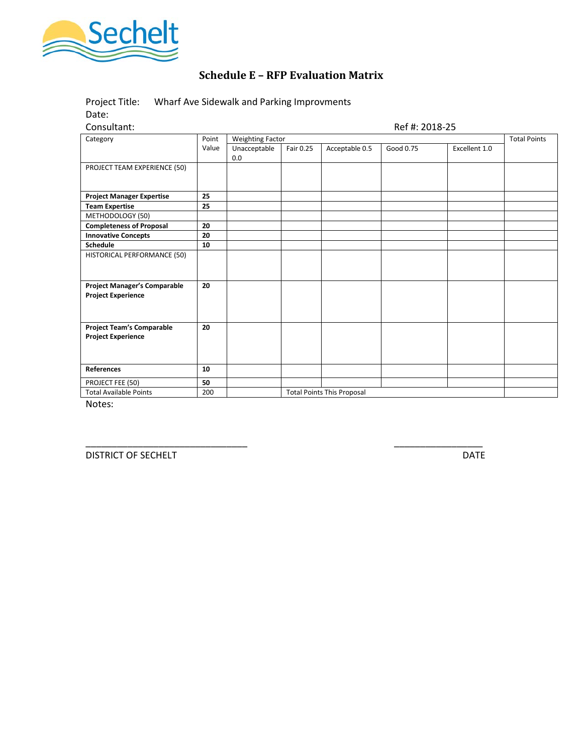Sechelt

# Schedule E – RFP Evaluation Matrix

Project Title: Wharf Ave Sidewalk and Parking Improvments

Date:

Consultant: Ref #: 2018-25

| Category | Point Value | Weighting Factor | | | | | Total Points |
|---|---|---|---|---|---|---|---|
| | | Unacceptable 0.0 | Fair 0.25 | Acceptable 0.5 | Good 0.75 | Excellent 1.0 | |
| PROJECT TEAM EXPERIENCE (50) | | | | | | | |
| **Project Manager Expertise** | **25** | | | | | | |
| **Team Expertise** | **25** | | | | | | |
| METHODOLOGY (50) | | | | | | | |
| **Completeness of Proposal** | **20** | | | | | | |
| **Innovative Concepts** | **20** | | | | | | |
| **Schedule** | **10** | | | | | | |
| HISTORICAL PERFORMANCE (50) | | | | | | | |
| **Project Manager's Comparable Project Experience** | **20** | | | | | | |
| **Project Team's Comparable Project Experience** | **20** | | | | | | |
| **References** | **10** | | | | | | |
| PROJECT FEE (50) | **50** | | | | | | |
| Total Available Points | 200 | | Total Points This Proposal | | | | |

Notes:

\_\_\_\_\_\_\_\_\_\_\_\_\_\_\_\_\_\_\_\_\_\_\_\_\_\_\_\_\_\_\_\_ \_\_\_\_\_\_\_\_\_\_\_\_\_\_\_\_\_\_

DISTRICT OF SECHELT DATE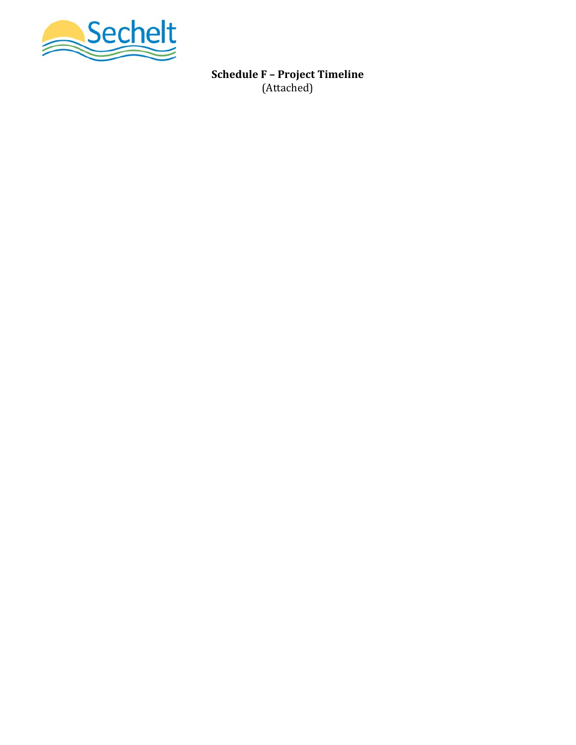**Schedule F – Project Timeline**

(Attached)